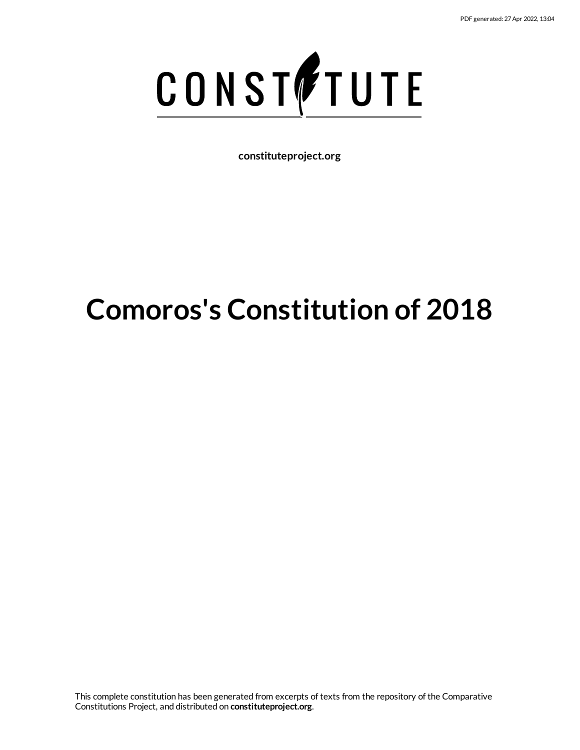PDF generated: 27 Apr 2022, 13:04

# CONSTITUTE

**constituteproject.org**

# Comoros's Constitution of 2018

This complete constitution has been generated from excerpts of texts from the repository of the Comparative Constitutions Project, and distributed on **constituteproject.org**.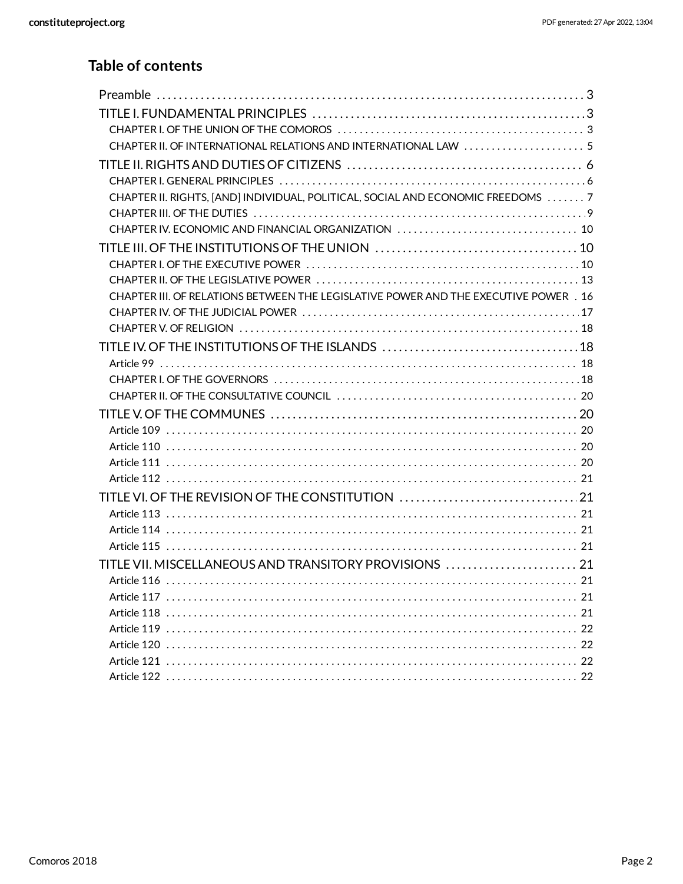## Table of contents

- Preamble ... 3
- TITLE I. FUNDAMENTAL PRINCIPLES ... 3
  - CHAPTER I. OF THE UNION OF THE COMOROS ... 3
  - CHAPTER II. OF INTERNATIONAL RELATIONS AND INTERNATIONAL LAW ... 5
- TITLE II. RIGHTS AND DUTIES OF CITIZENS ... 6
  - CHAPTER I. GENERAL PRINCIPLES ... 6
  - CHAPTER II. RIGHTS, [AND] INDIVIDUAL, POLITICAL, SOCIAL AND ECONOMIC FREEDOMS ... 7
  - CHAPTER III. OF THE DUTIES ... 9
  - CHAPTER IV. ECONOMIC AND FINANCIAL ORGANIZATION ... 10
- TITLE III. OF THE INSTITUTIONS OF THE UNION ... 10
  - CHAPTER I. OF THE EXECUTIVE POWER ... 10
  - CHAPTER II. OF THE LEGISLATIVE POWER ... 13
  - CHAPTER III. OF RELATIONS BETWEEN THE LEGISLATIVE POWER AND THE EXECUTIVE POWER ... 16
  - CHAPTER IV. OF THE JUDICIAL POWER ... 17
  - CHAPTER V. OF RELIGION ... 18
- TITLE IV. OF THE INSTITUTIONS OF THE ISLANDS ... 18
  - Article 99 ... 18
  - CHAPTER I. OF THE GOVERNORS ... 18
  - CHAPTER II. OF THE CONSULTATIVE COUNCIL ... 20
- TITLE V. OF THE COMMUNES ... 20
  - Article 109 ... 20
  - Article 110 ... 20
  - Article 111 ... 20
  - Article 112 ... 21
- TITLE VI. OF THE REVISION OF THE CONSTITUTION ... 21
  - Article 113 ... 21
  - Article 114 ... 21
  - Article 115 ... 21
- TITLE VII. MISCELLANEOUS AND TRANSITORY PROVISIONS ... 21
  - Article 116 ... 21
  - Article 117 ... 21
  - Article 118 ... 21
  - Article 119 ... 22
  - Article 120 ... 22
  - Article 121 ... 22
  - Article 122 ... 22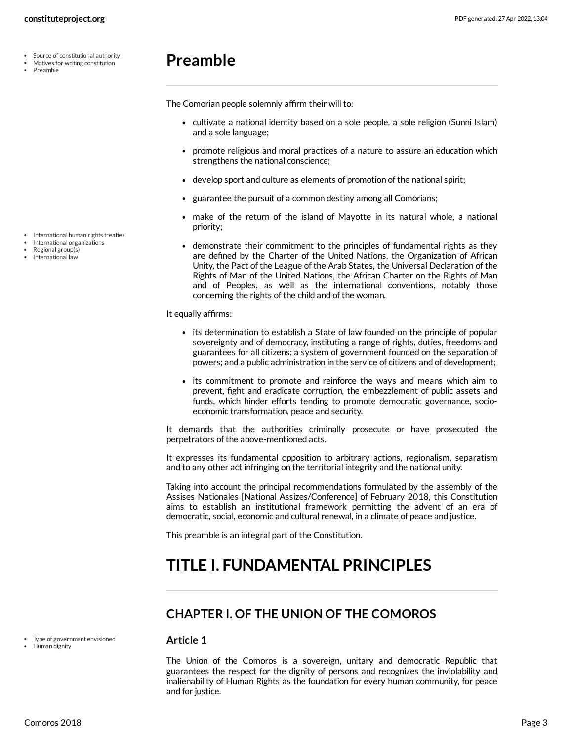# Preamble

The Comorian people solemnly affirm their will to:

- cultivate a national identity based on a sole people, a sole religion (Sunni Islam) and a sole language;
- promote religious and moral practices of a nature to assure an education which strengthens the national conscience;
- develop sport and culture as elements of promotion of the national spirit;
- guarantee the pursuit of a common destiny among all Comorians;
- make of the return of the island of Mayotte in its natural whole, a national priority;
- demonstrate their commitment to the principles of fundamental rights as they are defined by the Charter of the United Nations, the Organization of African Unity, the Pact of the League of the Arab States, the Universal Declaration of the Rights of Man of the United Nations, the African Charter on the Rights of Man and of Peoples, as well as the international conventions, notably those concerning the rights of the child and of the woman.

It equally affirms:

- its determination to establish a State of law founded on the principle of popular sovereignty and of democracy, instituting a range of rights, duties, freedoms and guarantees for all citizens; a system of government founded on the separation of powers; and a public administration in the service of citizens and of development;
- its commitment to promote and reinforce the ways and means which aim to prevent, fight and eradicate corruption, the embezzlement of public assets and funds, which hinder efforts tending to promote democratic governance, socio-economic transformation, peace and security.

It demands that the authorities criminally prosecute or have prosecuted the perpetrators of the above-mentioned acts.

It expresses its fundamental opposition to arbitrary actions, regionalism, separatism and to any other act infringing on the territorial integrity and the national unity.

Taking into account the principal recommendations formulated by the assembly of the Assises Nationales [National Assizes/Conference] of February 2018, this Constitution aims to establish an institutional framework permitting the advent of an era of democratic, social, economic and cultural renewal, in a climate of peace and justice.

This preamble is an integral part of the Constitution.

# TITLE I. FUNDAMENTAL PRINCIPLES

## CHAPTER I. OF THE UNION OF THE COMOROS

### Article 1

The Union of the Comoros is a sovereign, unitary and democratic Republic that guarantees the respect for the dignity of persons and recognizes the inviolability and inalienability of Human Rights as the foundation for every human community, for peace and for justice.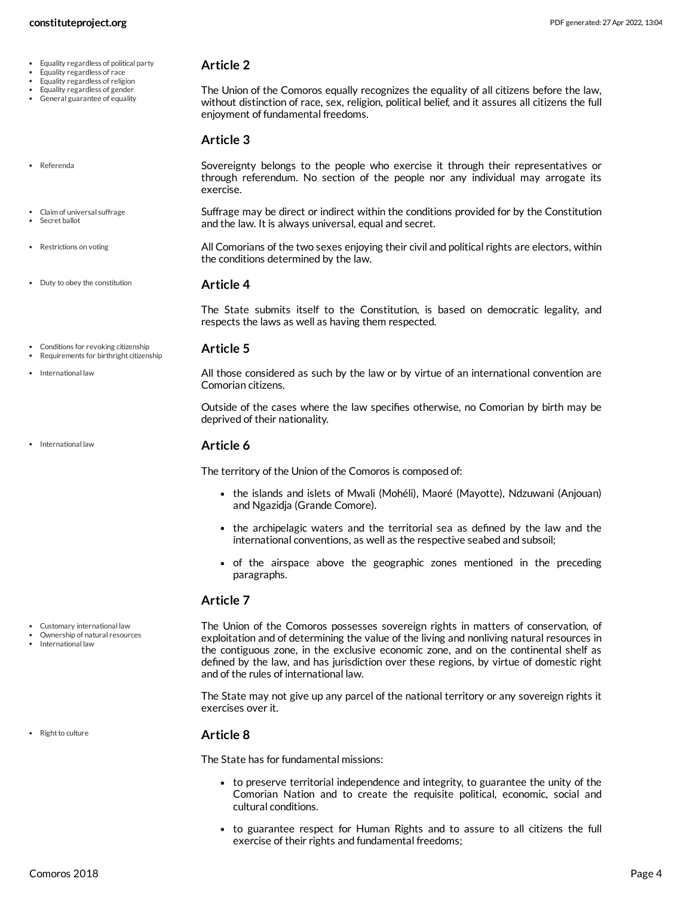- Equality regardless of political party
- Equality regardless of race
- Equality regardless of religion
- Equality regardless of gender
- General guarantee of equality

### Article 2

The Union of the Comoros equally recognizes the equality of all citizens before the law, without distinction of race, sex, religion, political belief, and it assures all citizens the full enjoyment of fundamental freedoms.

### Article 3

- Referenda

Sovereignty belongs to the people who exercise it through their representatives or through referendum. No section of the people nor any individual may arrogate its exercise.

- Claim of universal suffrage
- Secret ballot

Suffrage may be direct or indirect within the conditions provided for by the Constitution and the law. It is always universal, equal and secret.

- Restrictions on voting

All Comorians of the two sexes enjoying their civil and political rights are electors, within the conditions determined by the law.

- Duty to obey the constitution

### Article 4

The State submits itself to the Constitution, is based on democratic legality, and respects the laws as well as having them respected.

- Conditions for revoking citizenship
- Requirements for birthright citizenship

### Article 5

- International law

All those considered as such by the law or by virtue of an international convention are Comorian citizens.

Outside of the cases where the law specifies otherwise, no Comorian by birth may be deprived of their nationality.

- International law

### Article 6

The territory of the Union of the Comoros is composed of:

- the islands and islets of Mwali (Mohéli), Maoré (Mayotte), Ndzuwani (Anjouan) and Ngazidja (Grande Comore).
- the archipelagic waters and the territorial sea as defined by the law and the international conventions, as well as the respective seabed and subsoil;
- of the airspace above the geographic zones mentioned in the preceding paragraphs.

### Article 7

- Customary international law
- Ownership of natural resources
- International law

The Union of the Comoros possesses sovereign rights in matters of conservation, of exploitation and of determining the value of the living and nonliving natural resources in the contiguous zone, in the exclusive economic zone, and on the continental shelf as defined by the law, and has jurisdiction over these regions, by virtue of domestic right and of the rules of international law.

The State may not give up any parcel of the national territory or any sovereign rights it exercises over it.

- Right to culture

### Article 8

The State has for fundamental missions:

- to preserve territorial independence and integrity, to guarantee the unity of the Comorian Nation and to create the requisite political, economic, social and cultural conditions.
- to guarantee respect for Human Rights and to assure to all citizens the full exercise of their rights and fundamental freedoms;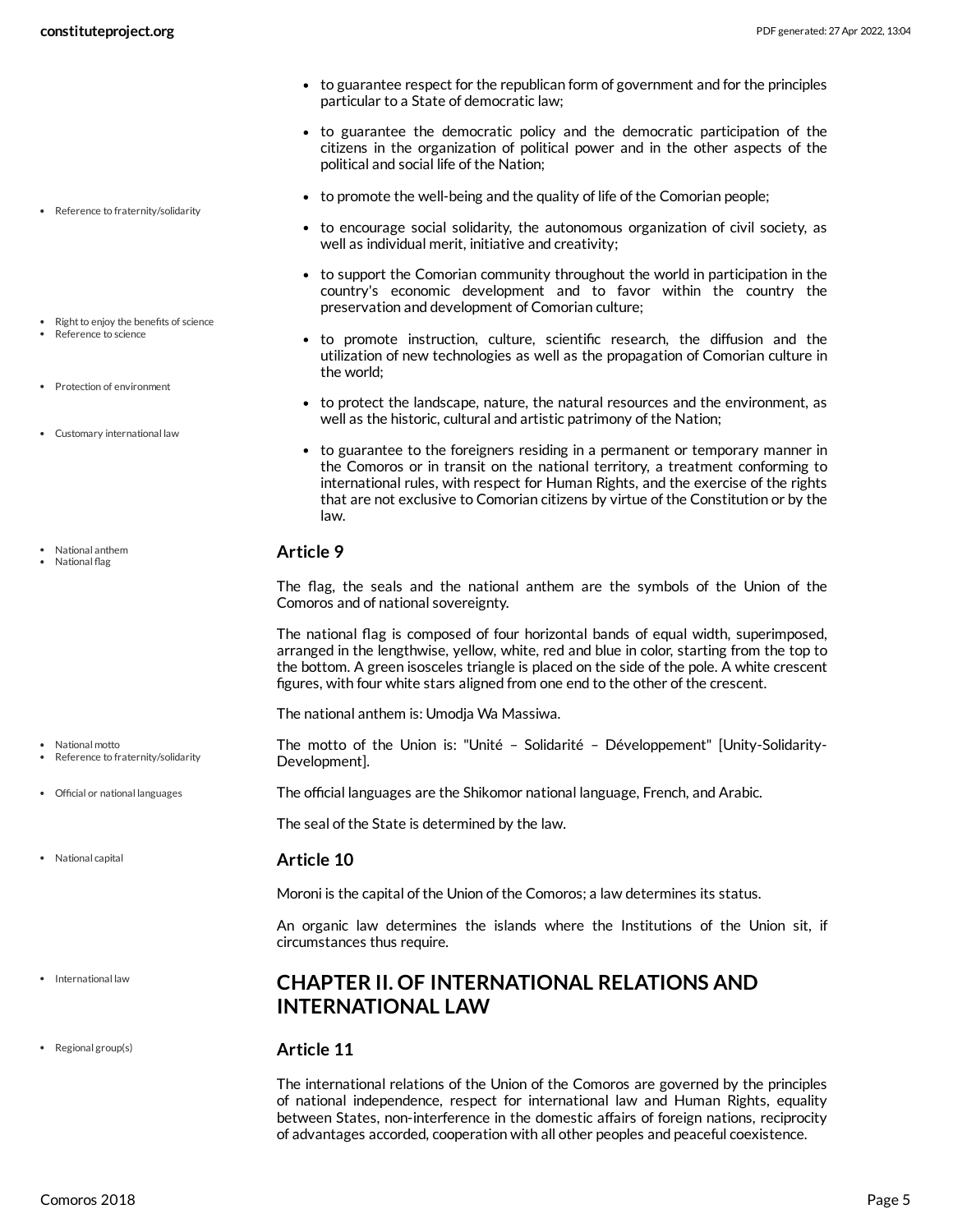- to guarantee respect for the republican form of government and for the principles particular to a State of democratic law;
- to guarantee the democratic policy and the democratic participation of the citizens in the organization of political power and in the other aspects of the political and social life of the Nation;
- to promote the well-being and the quality of life of the Comorian people;
- to encourage social solidarity, the autonomous organization of civil society, as well as individual merit, initiative and creativity;
- to support the Comorian community throughout the world in participation in the country's economic development and to favor within the country the preservation and development of Comorian culture;
- to promote instruction, culture, scientific research, the diffusion and the utilization of new technologies as well as the propagation of Comorian culture in the world;
- to protect the landscape, nature, the natural resources and the environment, as well as the historic, cultural and artistic patrimony of the Nation;
- to guarantee to the foreigners residing in a permanent or temporary manner in the Comoros or in transit on the national territory, a treatment conforming to international rules, with respect for Human Rights, and the exercise of the rights that are not exclusive to Comorian citizens by virtue of the Constitution or by the law.

### Article 9

The flag, the seals and the national anthem are the symbols of the Union of the Comoros and of national sovereignty.

The national flag is composed of four horizontal bands of equal width, superimposed, arranged in the lengthwise, yellow, white, red and blue in color, starting from the top to the bottom. A green isosceles triangle is placed on the side of the pole. A white crescent figures, with four white stars aligned from one end to the other of the crescent.

The national anthem is: Umodja Wa Massiwa.

The motto of the Union is: "Unité – Solidarité – Développement" [Unity-Solidarity-Development].

The official languages are the Shikomor national language, French, and Arabic.

The seal of the State is determined by the law.

### Article 10

Moroni is the capital of the Union of the Comoros; a law determines its status.

An organic law determines the islands where the Institutions of the Union sit, if circumstances thus require.

## CHAPTER II. OF INTERNATIONAL RELATIONS AND INTERNATIONAL LAW

### Article 11

The international relations of the Union of the Comoros are governed by the principles of national independence, respect for international law and Human Rights, equality between States, non-interference in the domestic affairs of foreign nations, reciprocity of advantages accorded, cooperation with all other peoples and peaceful coexistence.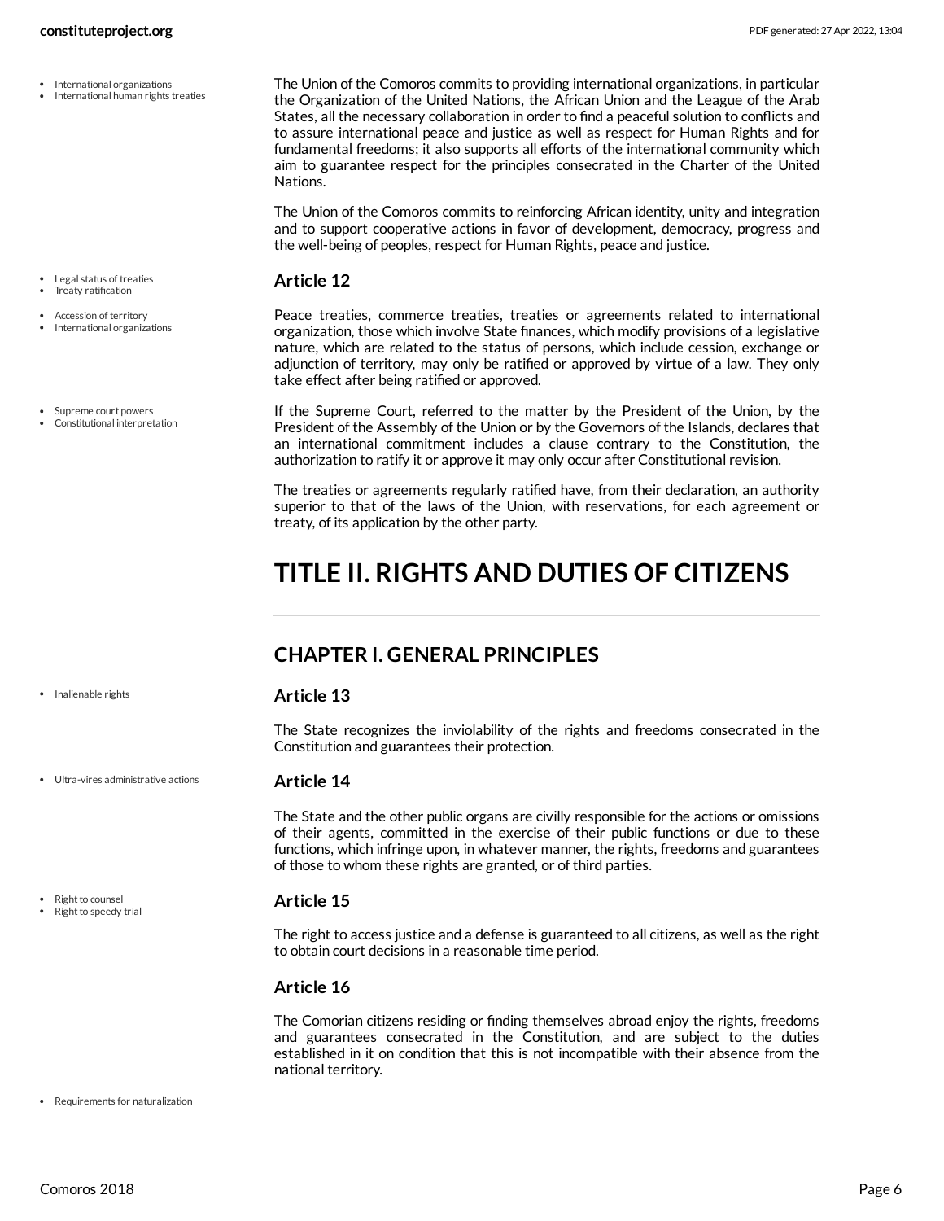The Union of the Comoros commits to providing international organizations, in particular the Organization of the United Nations, the African Union and the League of the Arab States, all the necessary collaboration in order to find a peaceful solution to conflicts and to assure international peace and justice as well as respect for Human Rights and for fundamental freedoms; it also supports all efforts of the international community which aim to guarantee respect for the principles consecrated in the Charter of the United Nations.

The Union of the Comoros commits to reinforcing African identity, unity and integration and to support cooperative actions in favor of development, democracy, progress and the well-being of peoples, respect for Human Rights, peace and justice.

### Article 12

Peace treaties, commerce treaties, treaties or agreements related to international organization, those which involve State finances, which modify provisions of a legislative nature, which are related to the status of persons, which include cession, exchange or adjunction of territory, may only be ratified or approved by virtue of a law. They only take effect after being ratified or approved.

If the Supreme Court, referred to the matter by the President of the Union, by the President of the Assembly of the Union or by the Governors of the Islands, declares that an international commitment includes a clause contrary to the Constitution, the authorization to ratify it or approve it may only occur after Constitutional revision.

The treaties or agreements regularly ratified have, from their declaration, an authority superior to that of the laws of the Union, with reservations, for each agreement or treaty, of its application by the other party.

# TITLE II. RIGHTS AND DUTIES OF CITIZENS

## CHAPTER I. GENERAL PRINCIPLES

### Article 13

The State recognizes the inviolability of the rights and freedoms consecrated in the Constitution and guarantees their protection.

### Article 14

The State and the other public organs are civilly responsible for the actions or omissions of their agents, committed in the exercise of their public functions or due to these functions, which infringe upon, in whatever manner, the rights, freedoms and guarantees of those to whom these rights are granted, or of third parties.

### Article 15

The right to access justice and a defense is guaranteed to all citizens, as well as the right to obtain court decisions in a reasonable time period.

### Article 16

The Comorian citizens residing or finding themselves abroad enjoy the rights, freedoms and guarantees consecrated in the Constitution, and are subject to the duties established in it on condition that this is not incompatible with their absence from the national territory.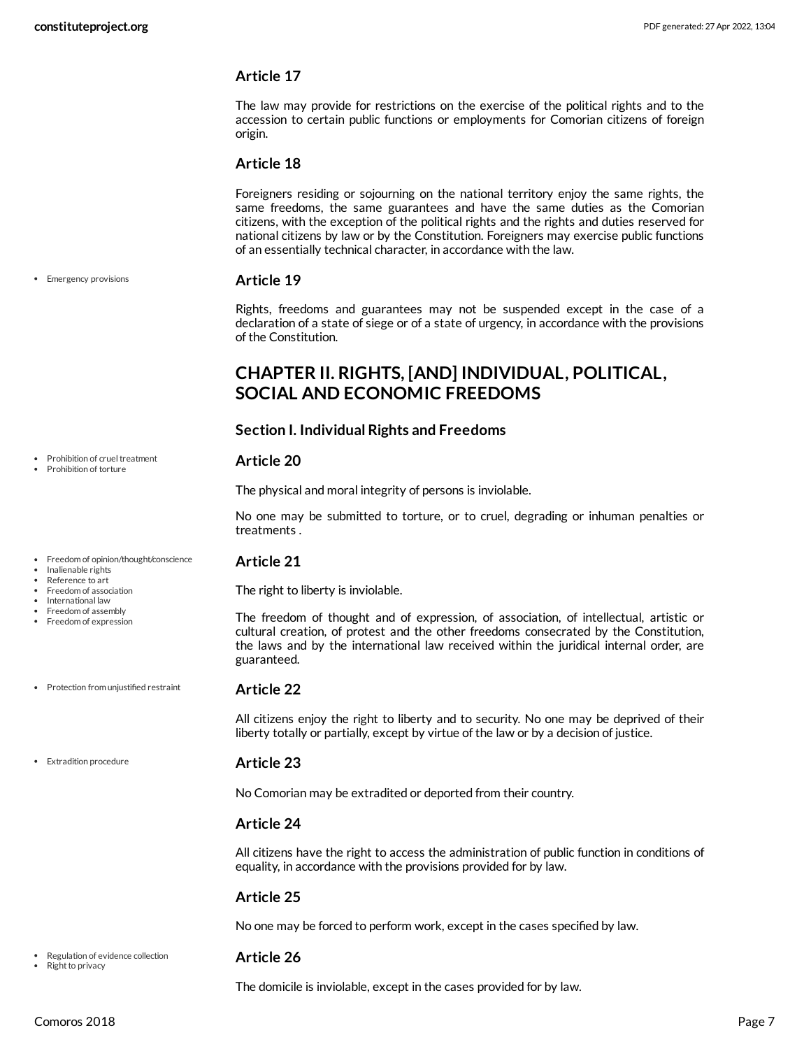### Article 17

The law may provide for restrictions on the exercise of the political rights and to the accession to certain public functions or employments for Comorian citizens of foreign origin.

### Article 18

Foreigners residing or sojourning on the national territory enjoy the same rights, the same freedoms, the same guarantees and have the same duties as the Comorian citizens, with the exception of the political rights and the rights and duties reserved for national citizens by law or by the Constitution. Foreigners may exercise public functions of an essentially technical character, in accordance with the law.

- Emergency provisions

### Article 19

Rights, freedoms and guarantees may not be suspended except in the case of a declaration of a state of siege or of a state of urgency, in accordance with the provisions of the Constitution.

## CHAPTER II. RIGHTS, [AND] INDIVIDUAL, POLITICAL, SOCIAL AND ECONOMIC FREEDOMS

### Section I. Individual Rights and Freedoms

- Prohibition of cruel treatment
- Prohibition of torture

### Article 20

The physical and moral integrity of persons is inviolable.

No one may be submitted to torture, or to cruel, degrading or inhuman penalties or treatments .

- Freedom of opinion/thought/conscience
- Inalienable rights
- Reference to art
- Freedom of association
- International law
- Freedom of assembly
- Freedom of expression

### Article 21

The right to liberty is inviolable.

The freedom of thought and of expression, of association, of intellectual, artistic or cultural creation, of protest and the other freedoms consecrated by the Constitution, the laws and by the international law received within the juridical internal order, are guaranteed.

- Protection from unjustified restraint

### Article 22

All citizens enjoy the right to liberty and to security. No one may be deprived of their liberty totally or partially, except by virtue of the law or by a decision of justice.

- Extradition procedure

### Article 23

No Comorian may be extradited or deported from their country.

### Article 24

All citizens have the right to access the administration of public function in conditions of equality, in accordance with the provisions provided for by law.

### Article 25

No one may be forced to perform work, except in the cases specified by law.

- Regulation of evidence collection
- Right to privacy

### Article 26

The domicile is inviolable, except in the cases provided for by law.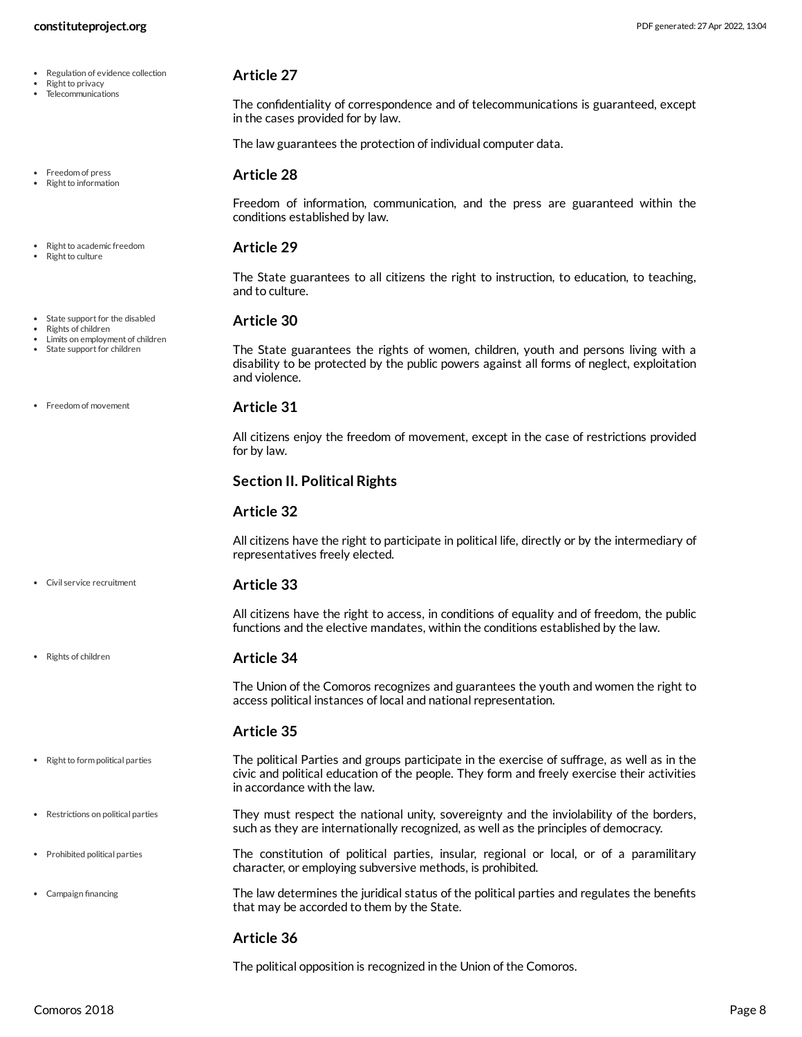### Article 27

The confidentiality of correspondence and of telecommunications is guaranteed, except in the cases provided for by law.

The law guarantees the protection of individual computer data.

### Article 28

Freedom of information, communication, and the press are guaranteed within the conditions established by law.

### Article 29

The State guarantees to all citizens the right to instruction, to education, to teaching, and to culture.

### Article 30

The State guarantees the rights of women, children, youth and persons living with a disability to be protected by the public powers against all forms of neglect, exploitation and violence.

### Article 31

All citizens enjoy the freedom of movement, except in the case of restrictions provided for by law.

## Section II. Political Rights

### Article 32

All citizens have the right to participate in political life, directly or by the intermediary of representatives freely elected.

### Article 33

All citizens have the right to access, in conditions of equality and of freedom, the public functions and the elective mandates, within the conditions established by the law.

### Article 34

The Union of the Comoros recognizes and guarantees the youth and women the right to access political instances of local and national representation.

### Article 35

The political Parties and groups participate in the exercise of suffrage, as well as in the civic and political education of the people. They form and freely exercise their activities in accordance with the law.

They must respect the national unity, sovereignty and the inviolability of the borders, such as they are internationally recognized, as well as the principles of democracy.

The constitution of political parties, insular, regional or local, or of a paramilitary character, or employing subversive methods, is prohibited.

The law determines the juridical status of the political parties and regulates the benefits that may be accorded to them by the State.

### Article 36

The political opposition is recognized in the Union of the Comoros.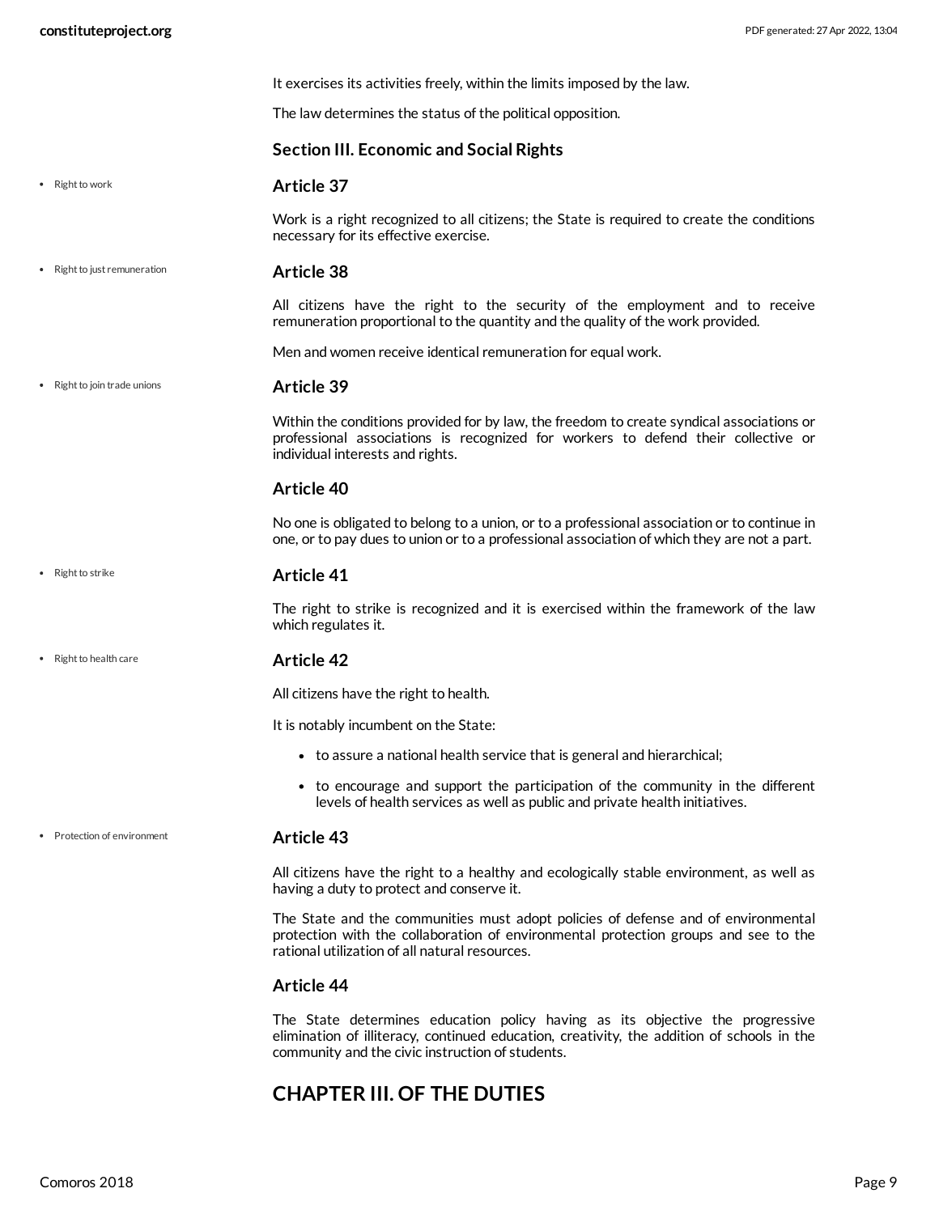It exercises its activities freely, within the limits imposed by the law.

The law determines the status of the political opposition.

### Section III. Economic and Social Rights

- Right to work

#### Article 37

Work is a right recognized to all citizens; the State is required to create the conditions necessary for its effective exercise.

- Right to just remuneration

#### Article 38

All citizens have the right to the security of the employment and to receive remuneration proportional to the quantity and the quality of the work provided.

Men and women receive identical remuneration for equal work.

- Right to join trade unions

#### Article 39

Within the conditions provided for by law, the freedom to create syndical associations or professional associations is recognized for workers to defend their collective or individual interests and rights.

#### Article 40

No one is obligated to belong to a union, or to a professional association or to continue in one, or to pay dues to union or to a professional association of which they are not a part.

- Right to strike

#### Article 41

The right to strike is recognized and it is exercised within the framework of the law which regulates it.

- Right to health care

#### Article 42

All citizens have the right to health.

It is notably incumbent on the State:

- to assure a national health service that is general and hierarchical;
- to encourage and support the participation of the community in the different levels of health services as well as public and private health initiatives.

- Protection of environment

#### Article 43

All citizens have the right to a healthy and ecologically stable environment, as well as having a duty to protect and conserve it.

The State and the communities must adopt policies of defense and of environmental protection with the collaboration of environmental protection groups and see to the rational utilization of all natural resources.

#### Article 44

The State determines education policy having as its objective the progressive elimination of illiteracy, continued education, creativity, the addition of schools in the community and the civic instruction of students.

## CHAPTER III. OF THE DUTIES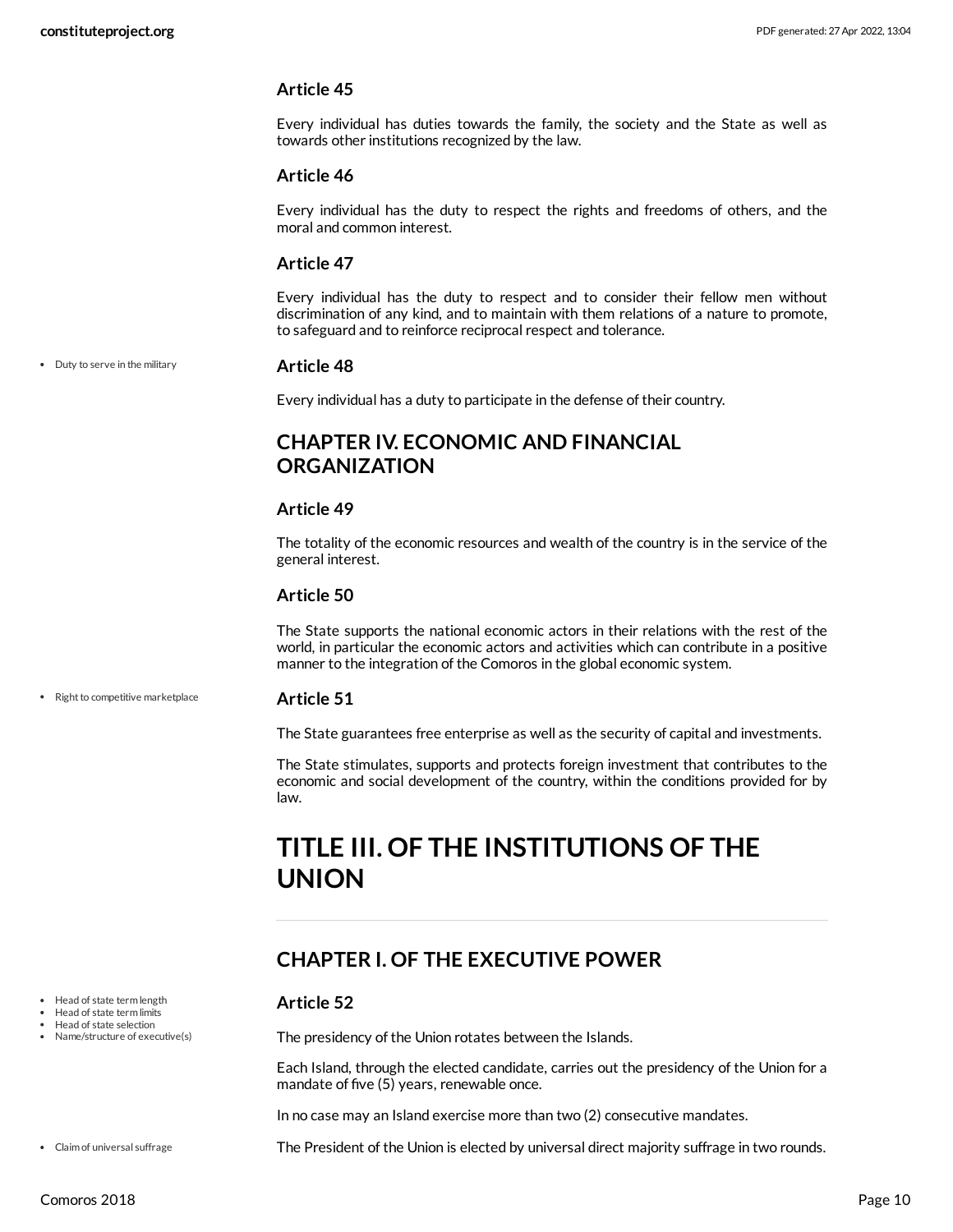### Article 45

Every individual has duties towards the family, the society and the State as well as towards other institutions recognized by the law.

### Article 46

Every individual has the duty to respect the rights and freedoms of others, and the moral and common interest.

### Article 47

Every individual has the duty to respect and to consider their fellow men without discrimination of any kind, and to maintain with them relations of a nature to promote, to safeguard and to reinforce reciprocal respect and tolerance.

- Duty to serve in the military

### Article 48

Every individual has a duty to participate in the defense of their country.

## CHAPTER IV. ECONOMIC AND FINANCIAL ORGANIZATION

### Article 49

The totality of the economic resources and wealth of the country is in the service of the general interest.

### Article 50

The State supports the national economic actors in their relations with the rest of the world, in particular the economic actors and activities which can contribute in a positive manner to the integration of the Comoros in the global economic system.

- Right to competitive marketplace

### Article 51

The State guarantees free enterprise as well as the security of capital and investments.

The State stimulates, supports and protects foreign investment that contributes to the economic and social development of the country, within the conditions provided for by law.

# TITLE III. OF THE INSTITUTIONS OF THE UNION

## CHAPTER I. OF THE EXECUTIVE POWER

- Head of state term length
- Head of state term limits
- Head of state selection
- Name/structure of executive(s)

### Article 52

The presidency of the Union rotates between the Islands.

Each Island, through the elected candidate, carries out the presidency of the Union for a mandate of five (5) years, renewable once.

In no case may an Island exercise more than two (2) consecutive mandates.

- Claim of universal suffrage

The President of the Union is elected by universal direct majority suffrage in two rounds.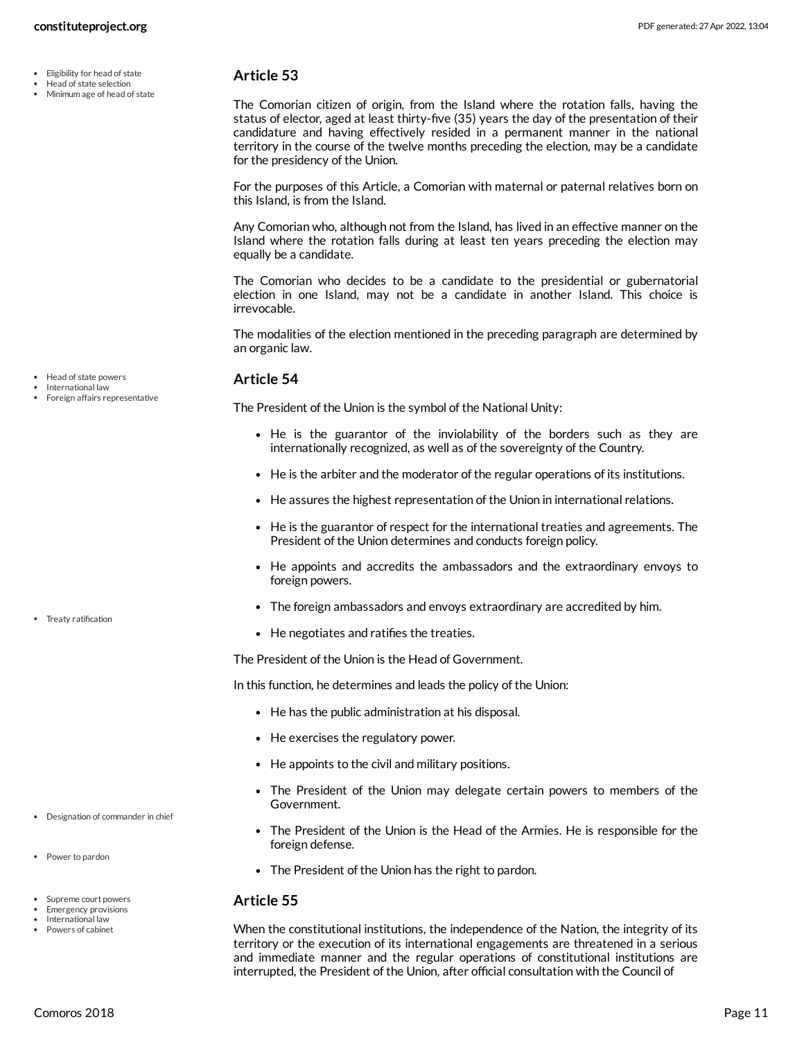## Article 53

The Comorian citizen of origin, from the Island where the rotation falls, having the status of elector, aged at least thirty-five (35) years the day of the presentation of their candidature and having effectively resided in a permanent manner in the national territory in the course of the twelve months preceding the election, may be a candidate for the presidency of the Union.

For the purposes of this Article, a Comorian with maternal or paternal relatives born on this Island, is from the Island.

Any Comorian who, although not from the Island, has lived in an effective manner on the Island where the rotation falls during at least ten years preceding the election may equally be a candidate.

The Comorian who decides to be a candidate to the presidential or gubernatorial election in one Island, may not be a candidate in another Island. This choice is irrevocable.

The modalities of the election mentioned in the preceding paragraph are determined by an organic law.

## Article 54

The President of the Union is the symbol of the National Unity:

- He is the guarantor of the inviolability of the borders such as they are internationally recognized, as well as of the sovereignty of the Country.
- He is the arbiter and the moderator of the regular operations of its institutions.
- He assures the highest representation of the Union in international relations.
- He is the guarantor of respect for the international treaties and agreements. The President of the Union determines and conducts foreign policy.
- He appoints and accredits the ambassadors and the extraordinary envoys to foreign powers.
- The foreign ambassadors and envoys extraordinary are accredited by him.
- He negotiates and ratifies the treaties.

The President of the Union is the Head of Government.

In this function, he determines and leads the policy of the Union:

- He has the public administration at his disposal.
- He exercises the regulatory power.
- He appoints to the civil and military positions.
- The President of the Union may delegate certain powers to members of the Government.
- The President of the Union is the Head of the Armies. He is responsible for the foreign defense.
- The President of the Union has the right to pardon.

## Article 55

When the constitutional institutions, the independence of the Nation, the integrity of its territory or the execution of its international engagements are threatened in a serious and immediate manner and the regular operations of constitutional institutions are interrupted, the President of the Union, after official consultation with the Council of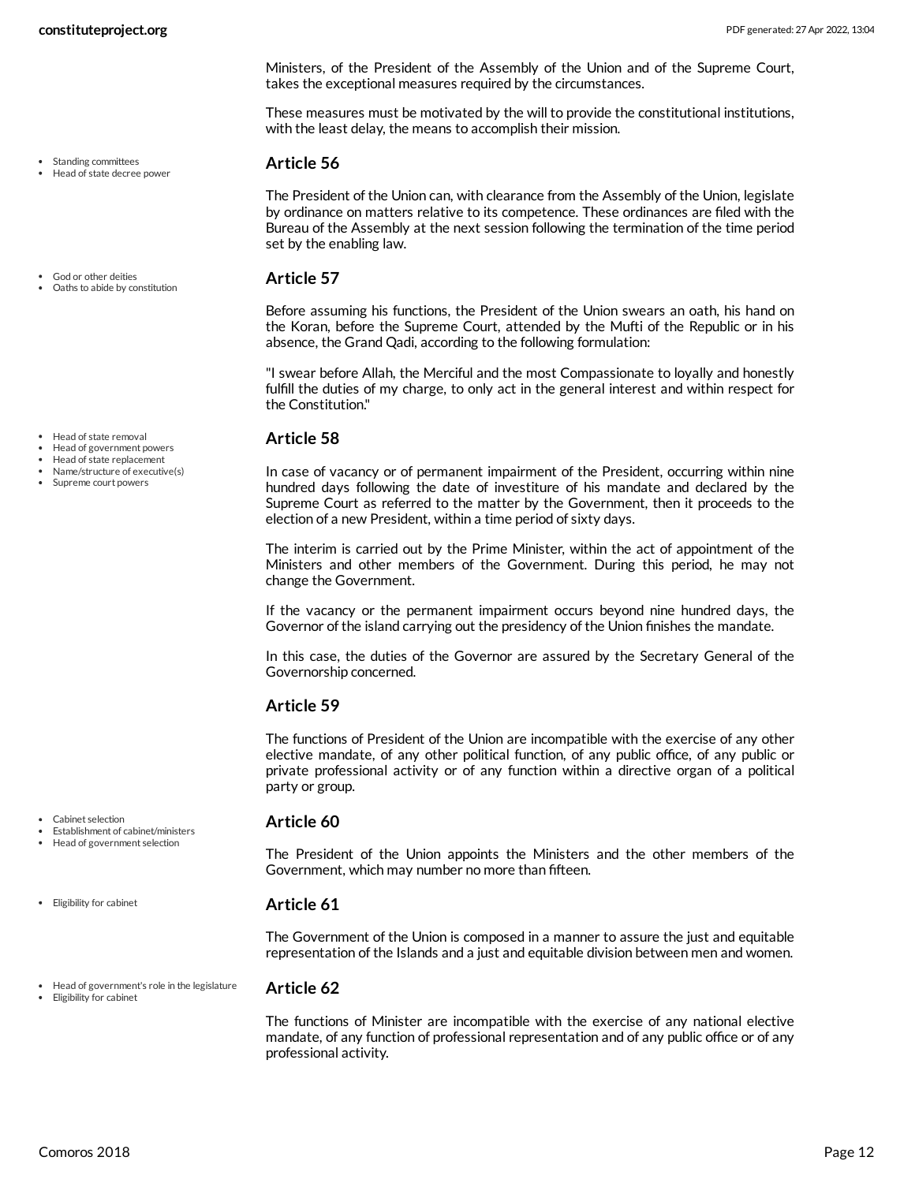Ministers, of the President of the Assembly of the Union and of the Supreme Court, takes the exceptional measures required by the circumstances.

These measures must be motivated by the will to provide the constitutional institutions, with the least delay, the means to accomplish their mission.

- Standing committees
- Head of state decree power

### Article 56

The President of the Union can, with clearance from the Assembly of the Union, legislate by ordinance on matters relative to its competence. These ordinances are filed with the Bureau of the Assembly at the next session following the termination of the time period set by the enabling law.

- God or other deities
- Oaths to abide by constitution

### Article 57

Before assuming his functions, the President of the Union swears an oath, his hand on the Koran, before the Supreme Court, attended by the Mufti of the Republic or in his absence, the Grand Qadi, according to the following formulation:

"I swear before Allah, the Merciful and the most Compassionate to loyally and honestly fulfill the duties of my charge, to only act in the general interest and within respect for the Constitution."

- Head of state removal
- Head of government powers
- Head of state replacement
- Name/structure of executive(s)
- Supreme court powers

### Article 58

In case of vacancy or of permanent impairment of the President, occurring within nine hundred days following the date of investiture of his mandate and declared by the Supreme Court as referred to the matter by the Government, then it proceeds to the election of a new President, within a time period of sixty days.

The interim is carried out by the Prime Minister, within the act of appointment of the Ministers and other members of the Government. During this period, he may not change the Government.

If the vacancy or the permanent impairment occurs beyond nine hundred days, the Governor of the island carrying out the presidency of the Union finishes the mandate.

In this case, the duties of the Governor are assured by the Secretary General of the Governorship concerned.

### Article 59

The functions of President of the Union are incompatible with the exercise of any other elective mandate, of any other political function, of any public office, of any public or private professional activity or of any function within a directive organ of a political party or group.

- Cabinet selection
- Establishment of cabinet/ministers
- Head of government selection

### Article 60

The President of the Union appoints the Ministers and the other members of the Government, which may number no more than fifteen.

- Eligibility for cabinet

### Article 61

The Government of the Union is composed in a manner to assure the just and equitable representation of the Islands and a just and equitable division between men and women.

- Head of government's role in the legislature
- Eligibility for cabinet

### Article 62

The functions of Minister are incompatible with the exercise of any national elective mandate, of any function of professional representation and of any public office or of any professional activity.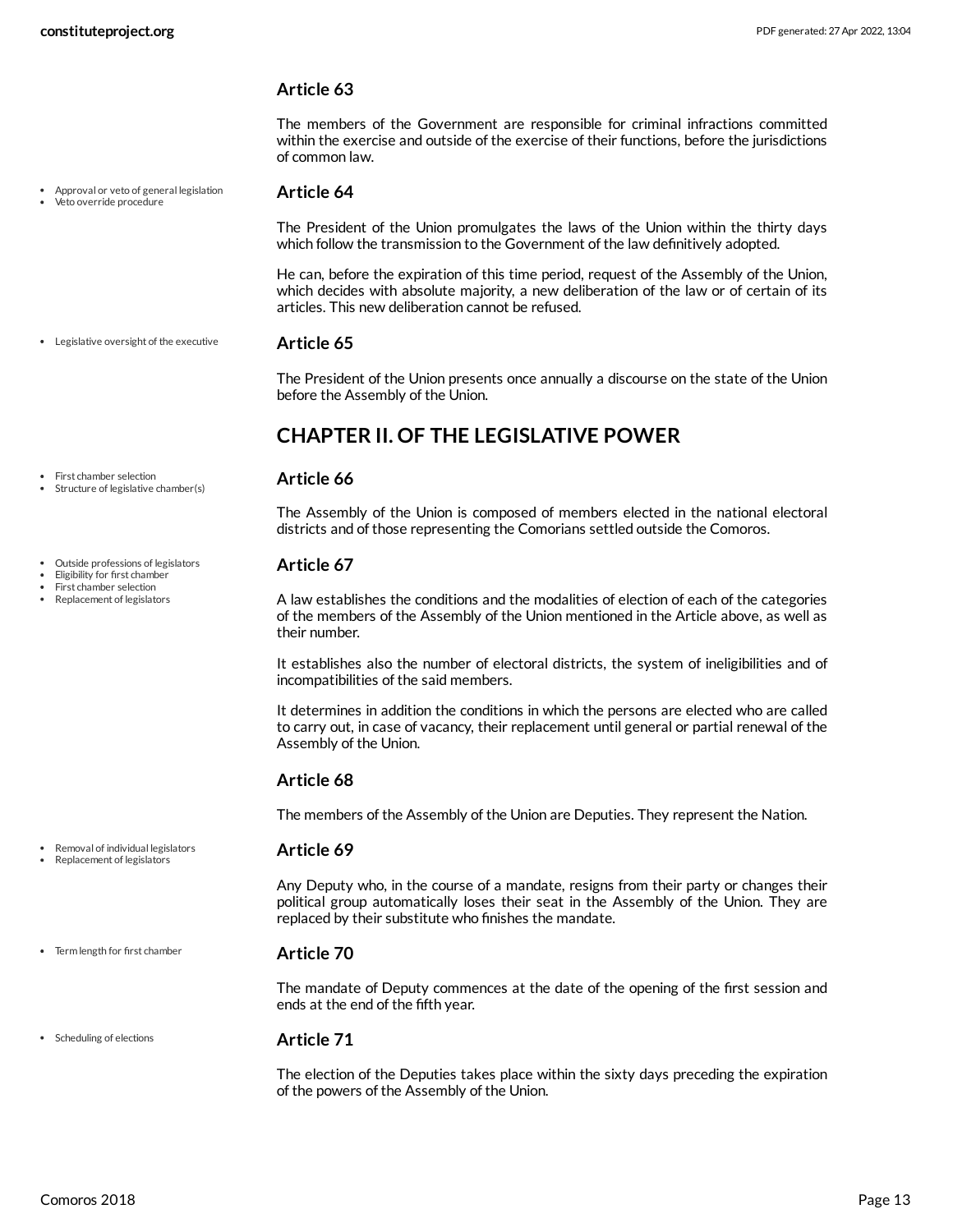### Article 63

The members of the Government are responsible for criminal infractions committed within the exercise and outside of the exercise of their functions, before the jurisdictions of common law.

- Approval or veto of general legislation
- Veto override procedure

### Article 64

The President of the Union promulgates the laws of the Union within the thirty days which follow the transmission to the Government of the law definitively adopted.

He can, before the expiration of this time period, request of the Assembly of the Union, which decides with absolute majority, a new deliberation of the law or of certain of its articles. This new deliberation cannot be refused.

- Legislative oversight of the executive

### Article 65

The President of the Union presents once annually a discourse on the state of the Union before the Assembly of the Union.

## CHAPTER II. OF THE LEGISLATIVE POWER

- First chamber selection
- Structure of legislative chamber(s)

### Article 66

The Assembly of the Union is composed of members elected in the national electoral districts and of those representing the Comorians settled outside the Comoros.

- Outside professions of legislators
- Eligibility for first chamber
- First chamber selection
- Replacement of legislators

### Article 67

A law establishes the conditions and the modalities of election of each of the categories of the members of the Assembly of the Union mentioned in the Article above, as well as their number.

It establishes also the number of electoral districts, the system of ineligibilities and of incompatibilities of the said members.

It determines in addition the conditions in which the persons are elected who are called to carry out, in case of vacancy, their replacement until general or partial renewal of the Assembly of the Union.

### Article 68

The members of the Assembly of the Union are Deputies. They represent the Nation.

- Removal of individual legislators
- Replacement of legislators

### Article 69

Any Deputy who, in the course of a mandate, resigns from their party or changes their political group automatically loses their seat in the Assembly of the Union. They are replaced by their substitute who finishes the mandate.

- Term length for first chamber

### Article 70

The mandate of Deputy commences at the date of the opening of the first session and ends at the end of the fifth year.

- Scheduling of elections

### Article 71

The election of the Deputies takes place within the sixty days preceding the expiration of the powers of the Assembly of the Union.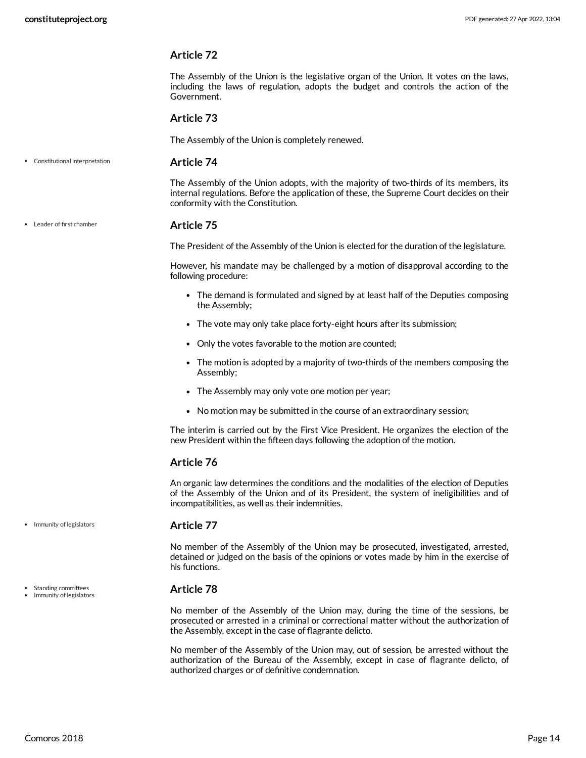### Article 72

The Assembly of the Union is the legislative organ of the Union. It votes on the laws, including the laws of regulation, adopts the budget and controls the action of the Government.

### Article 73

The Assembly of the Union is completely renewed.

- Constitutional interpretation

### Article 74

The Assembly of the Union adopts, with the majority of two-thirds of its members, its internal regulations. Before the application of these, the Supreme Court decides on their conformity with the Constitution.

- Leader of first chamber

### Article 75

The President of the Assembly of the Union is elected for the duration of the legislature.

However, his mandate may be challenged by a motion of disapproval according to the following procedure:

- The demand is formulated and signed by at least half of the Deputies composing the Assembly;
- The vote may only take place forty-eight hours after its submission;
- Only the votes favorable to the motion are counted;
- The motion is adopted by a majority of two-thirds of the members composing the Assembly;
- The Assembly may only vote one motion per year;
- No motion may be submitted in the course of an extraordinary session;

The interim is carried out by the First Vice President. He organizes the election of the new President within the fifteen days following the adoption of the motion.

### Article 76

An organic law determines the conditions and the modalities of the election of Deputies of the Assembly of the Union and of its President, the system of ineligibilities and of incompatibilities, as well as their indemnities.

- Immunity of legislators

### Article 77

No member of the Assembly of the Union may be prosecuted, investigated, arrested, detained or judged on the basis of the opinions or votes made by him in the exercise of his functions.

- Standing committees
- Immunity of legislators

### Article 78

No member of the Assembly of the Union may, during the time of the sessions, be prosecuted or arrested in a criminal or correctional matter without the authorization of the Assembly, except in the case of flagrante delicto.

No member of the Assembly of the Union may, out of session, be arrested without the authorization of the Bureau of the Assembly, except in case of flagrante delicto, of authorized charges or of definitive condemnation.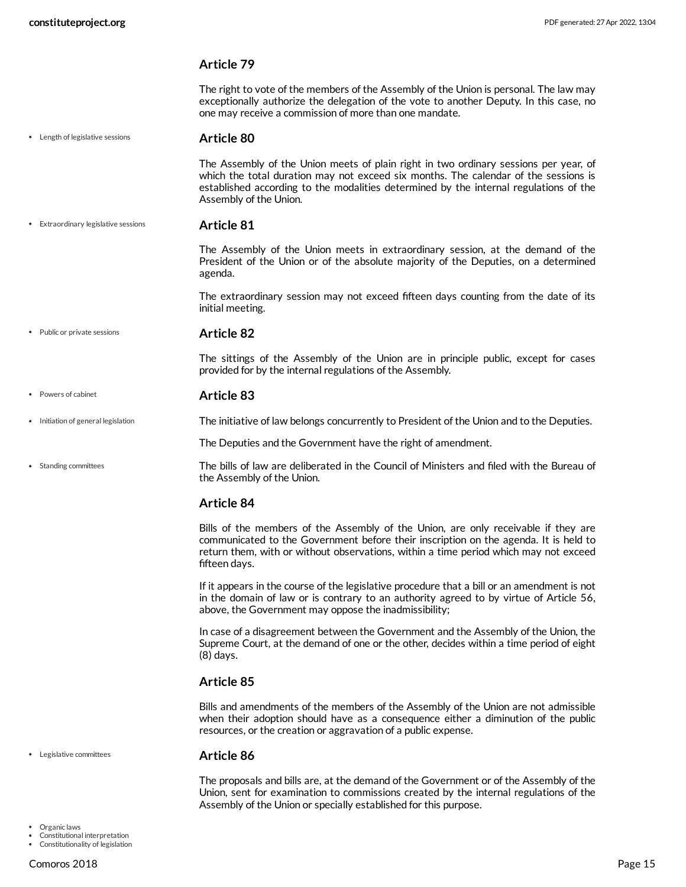### Article 79

The right to vote of the members of the Assembly of the Union is personal. The law may exceptionally authorize the delegation of the vote to another Deputy. In this case, no one may receive a commission of more than one mandate.

- Length of legislative sessions

### Article 80

The Assembly of the Union meets of plain right in two ordinary sessions per year, of which the total duration may not exceed six months. The calendar of the sessions is established according to the modalities determined by the internal regulations of the Assembly of the Union.

- Extraordinary legislative sessions

### Article 81

The Assembly of the Union meets in extraordinary session, at the demand of the President of the Union or of the absolute majority of the Deputies, on a determined agenda.

The extraordinary session may not exceed fifteen days counting from the date of its initial meeting.

- Public or private sessions

### Article 82

The sittings of the Assembly of the Union are in principle public, except for cases provided for by the internal regulations of the Assembly.

- Powers of cabinet
- Initiation of general legislation

### Article 83

The initiative of law belongs concurrently to President of the Union and to the Deputies.

The Deputies and the Government have the right of amendment.

- Standing committees

The bills of law are deliberated in the Council of Ministers and filed with the Bureau of the Assembly of the Union.

### Article 84

Bills of the members of the Assembly of the Union, are only receivable if they are communicated to the Government before their inscription on the agenda. It is held to return them, with or without observations, within a time period which may not exceed fifteen days.

If it appears in the course of the legislative procedure that a bill or an amendment is not in the domain of law or is contrary to an authority agreed to by virtue of Article 56, above, the Government may oppose the inadmissibility;

In case of a disagreement between the Government and the Assembly of the Union, the Supreme Court, at the demand of one or the other, decides within a time period of eight (8) days.

### Article 85

Bills and amendments of the members of the Assembly of the Union are not admissible when their adoption should have as a consequence either a diminution of the public resources, or the creation or aggravation of a public expense.

- Legislative committees

### Article 86

The proposals and bills are, at the demand of the Government or of the Assembly of the Union, sent for examination to commissions created by the internal regulations of the Assembly of the Union or specially established for this purpose.

- Organic laws
- Constitutional interpretation
- Constitutionality of legislation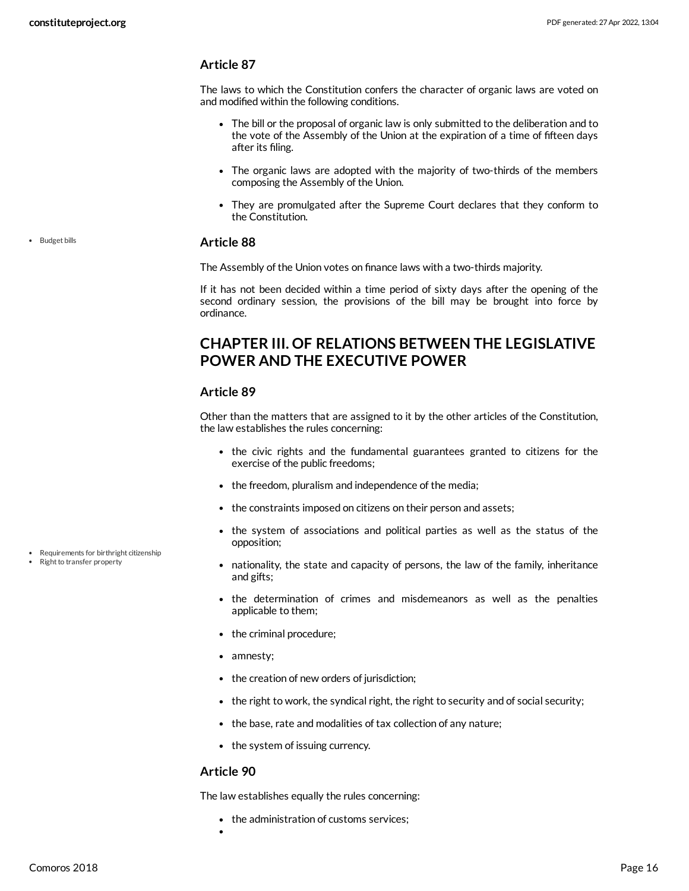### Article 87

The laws to which the Constitution confers the character of organic laws are voted on and modified within the following conditions.

- The bill or the proposal of organic law is only submitted to the deliberation and to the vote of the Assembly of the Union at the expiration of a time of fifteen days after its filing.
- The organic laws are adopted with the majority of two-thirds of the members composing the Assembly of the Union.
- They are promulgated after the Supreme Court declares that they conform to the Constitution.

- Budget bills

### Article 88

The Assembly of the Union votes on finance laws with a two-thirds majority.

If it has not been decided within a time period of sixty days after the opening of the second ordinary session, the provisions of the bill may be brought into force by ordinance.

## CHAPTER III. OF RELATIONS BETWEEN THE LEGISLATIVE POWER AND THE EXECUTIVE POWER

### Article 89

Other than the matters that are assigned to it by the other articles of the Constitution, the law establishes the rules concerning:

- the civic rights and the fundamental guarantees granted to citizens for the exercise of the public freedoms;
- the freedom, pluralism and independence of the media;
- the constraints imposed on citizens on their person and assets;
- the system of associations and political parties as well as the status of the opposition;
- nationality, the state and capacity of persons, the law of the family, inheritance and gifts;
- the determination of crimes and misdemeanors as well as the penalties applicable to them;
- the criminal procedure;
- amnesty;
- the creation of new orders of jurisdiction;
- the right to work, the syndical right, the right to security and of social security;
- the base, rate and modalities of tax collection of any nature;
- the system of issuing currency.

- Requirements for birthright citizenship
- Right to transfer property

### Article 90

The law establishes equally the rules concerning:

- the administration of customs services;
-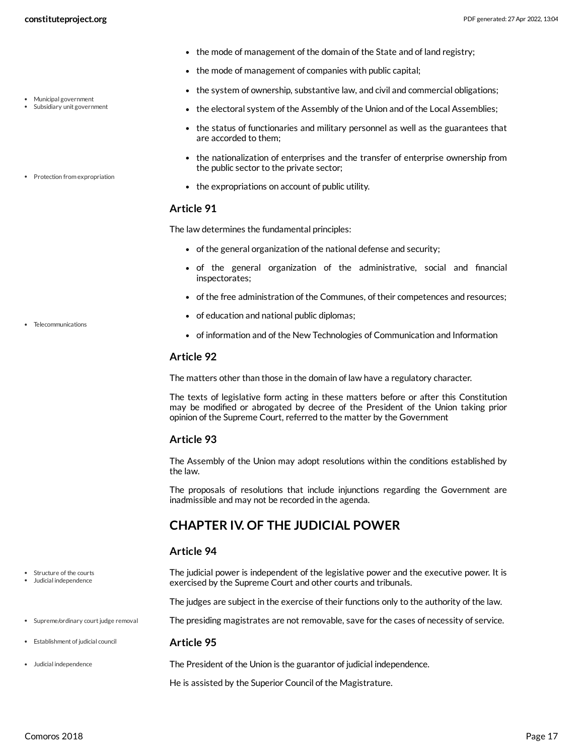- the mode of management of the domain of the State and of land registry;
- the mode of management of companies with public capital;
- the system of ownership, substantive law, and civil and commercial obligations;
- the electoral system of the Assembly of the Union and of the Local Assemblies;
- the status of functionaries and military personnel as well as the guarantees that are accorded to them;
- the nationalization of enterprises and the transfer of enterprise ownership from the public sector to the private sector;
- the expropriations on account of public utility.

### Article 91

The law determines the fundamental principles:

- of the general organization of the national defense and security;
- of the general organization of the administrative, social and financial inspectorates;
- of the free administration of the Communes, of their competences and resources;
- of education and national public diplomas;
- of information and of the New Technologies of Communication and Information

### Article 92

The matters other than those in the domain of law have a regulatory character.

The texts of legislative form acting in these matters before or after this Constitution may be modified or abrogated by decree of the President of the Union taking prior opinion of the Supreme Court, referred to the matter by the Government

### Article 93

The Assembly of the Union may adopt resolutions within the conditions established by the law.

The proposals of resolutions that include injunctions regarding the Government are inadmissible and may not be recorded in the agenda.

## CHAPTER IV. OF THE JUDICIAL POWER

### Article 94

The judicial power is independent of the legislative power and the executive power. It is exercised by the Supreme Court and other courts and tribunals.

The judges are subject in the exercise of their functions only to the authority of the law.

The presiding magistrates are not removable, save for the cases of necessity of service.

### Article 95

The President of the Union is the guarantor of judicial independence.

He is assisted by the Superior Council of the Magistrature.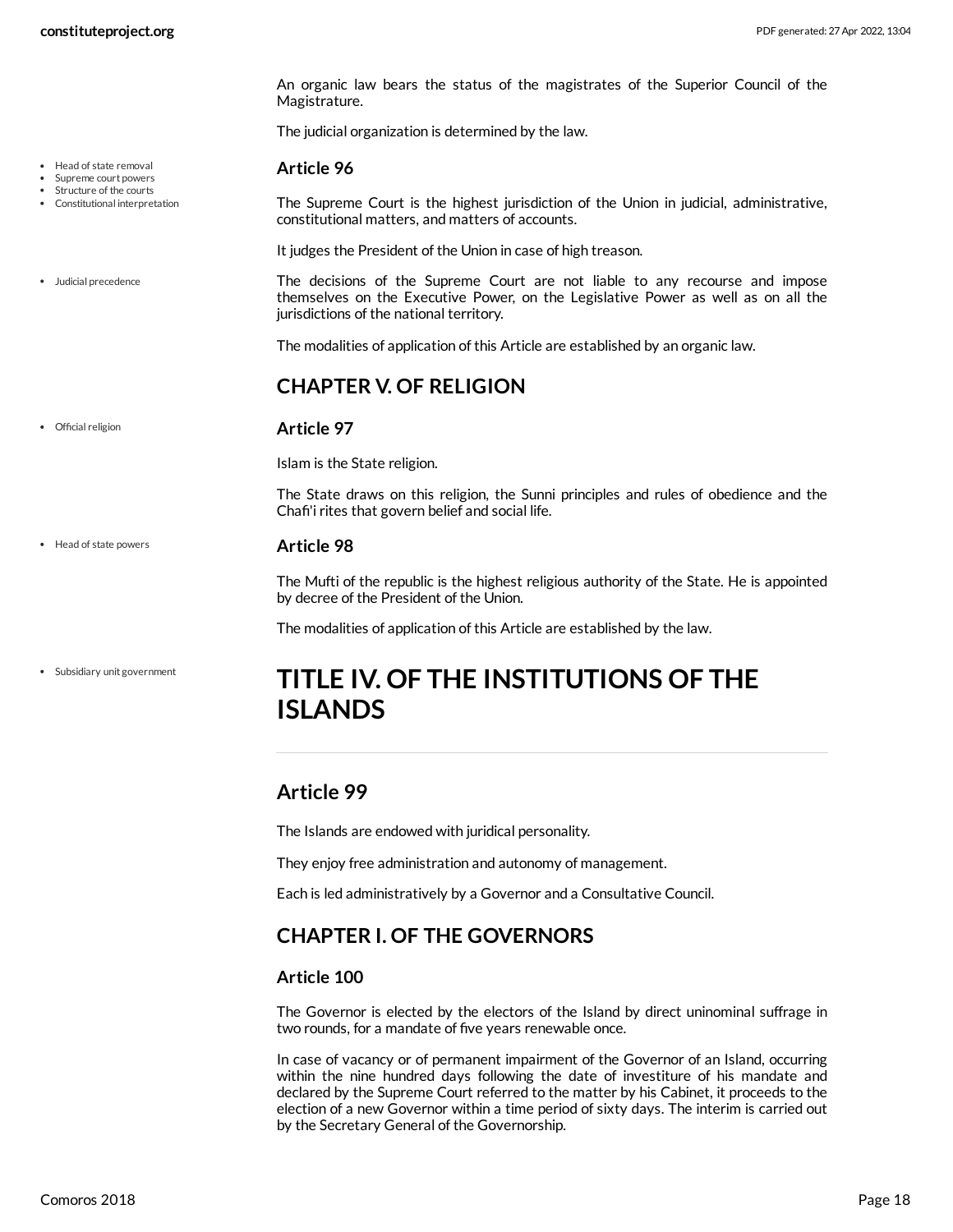An organic law bears the status of the magistrates of the Superior Council of the Magistrature.

The judicial organization is determined by the law.

- Head of state removal
- Supreme court powers
- Structure of the courts
- Constitutional interpretation

### Article 96

The Supreme Court is the highest jurisdiction of the Union in judicial, administrative, constitutional matters, and matters of accounts.

It judges the President of the Union in case of high treason.

- Judicial precedence

The decisions of the Supreme Court are not liable to any recourse and impose themselves on the Executive Power, on the Legislative Power as well as on all the jurisdictions of the national territory.

The modalities of application of this Article are established by an organic law.

## CHAPTER V. OF RELIGION

- Official religion

### Article 97

Islam is the State religion.

The State draws on this religion, the Sunni principles and rules of obedience and the Chafi'i rites that govern belief and social life.

- Head of state powers

### Article 98

The Mufti of the republic is the highest religious authority of the State. He is appointed by decree of the President of the Union.

The modalities of application of this Article are established by the law.

- Subsidiary unit government

# TITLE IV. OF THE INSTITUTIONS OF THE ISLANDS

## Article 99

The Islands are endowed with juridical personality.

They enjoy free administration and autonomy of management.

Each is led administratively by a Governor and a Consultative Council.

## CHAPTER I. OF THE GOVERNORS

### Article 100

The Governor is elected by the electors of the Island by direct uninominal suffrage in two rounds, for a mandate of five years renewable once.

In case of vacancy or of permanent impairment of the Governor of an Island, occurring within the nine hundred days following the date of investiture of his mandate and declared by the Supreme Court referred to the matter by his Cabinet, it proceeds to the election of a new Governor within a time period of sixty days. The interim is carried out by the Secretary General of the Governorship.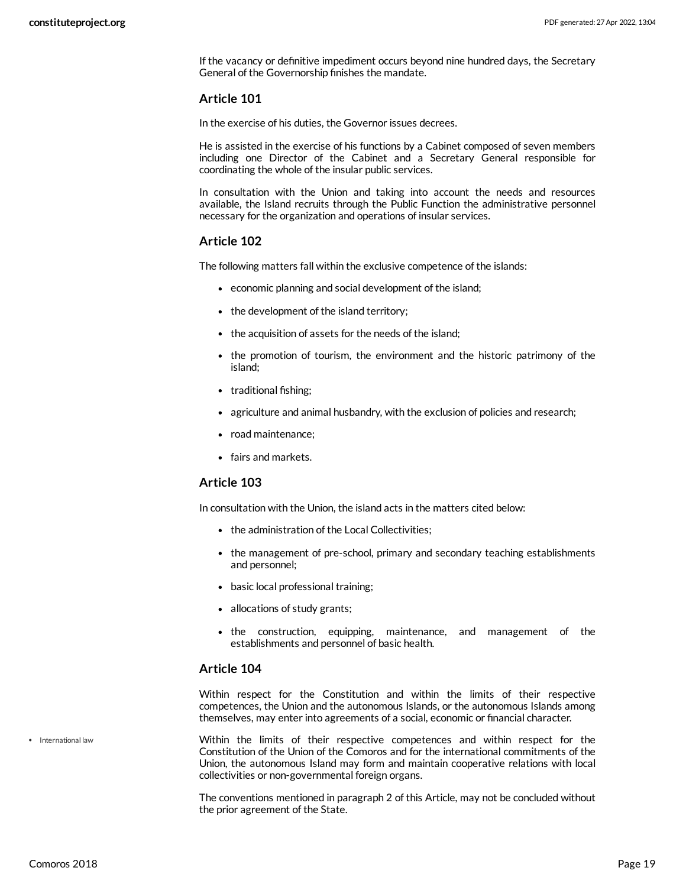If the vacancy or definitive impediment occurs beyond nine hundred days, the Secretary General of the Governorship finishes the mandate.

### Article 101

In the exercise of his duties, the Governor issues decrees.

He is assisted in the exercise of his functions by a Cabinet composed of seven members including one Director of the Cabinet and a Secretary General responsible for coordinating the whole of the insular public services.

In consultation with the Union and taking into account the needs and resources available, the Island recruits through the Public Function the administrative personnel necessary for the organization and operations of insular services.

### Article 102

The following matters fall within the exclusive competence of the islands:

- economic planning and social development of the island;
- the development of the island territory;
- the acquisition of assets for the needs of the island;
- the promotion of tourism, the environment and the historic patrimony of the island;
- traditional fishing;
- agriculture and animal husbandry, with the exclusion of policies and research;
- road maintenance;
- fairs and markets.

### Article 103

In consultation with the Union, the island acts in the matters cited below:

- the administration of the Local Collectivities;
- the management of pre-school, primary and secondary teaching establishments and personnel;
- basic local professional training;
- allocations of study grants;
- the construction, equipping, maintenance, and management of the establishments and personnel of basic health.

### Article 104

Within respect for the Constitution and within the limits of their respective competences, the Union and the autonomous Islands, or the autonomous Islands among themselves, may enter into agreements of a social, economic or financial character.

Within the limits of their respective competences and within respect for the Constitution of the Union of the Comoros and for the international commitments of the Union, the autonomous Island may form and maintain cooperative relations with local collectivities or non-governmental foreign organs.

The conventions mentioned in paragraph 2 of this Article, may not be concluded without the prior agreement of the State.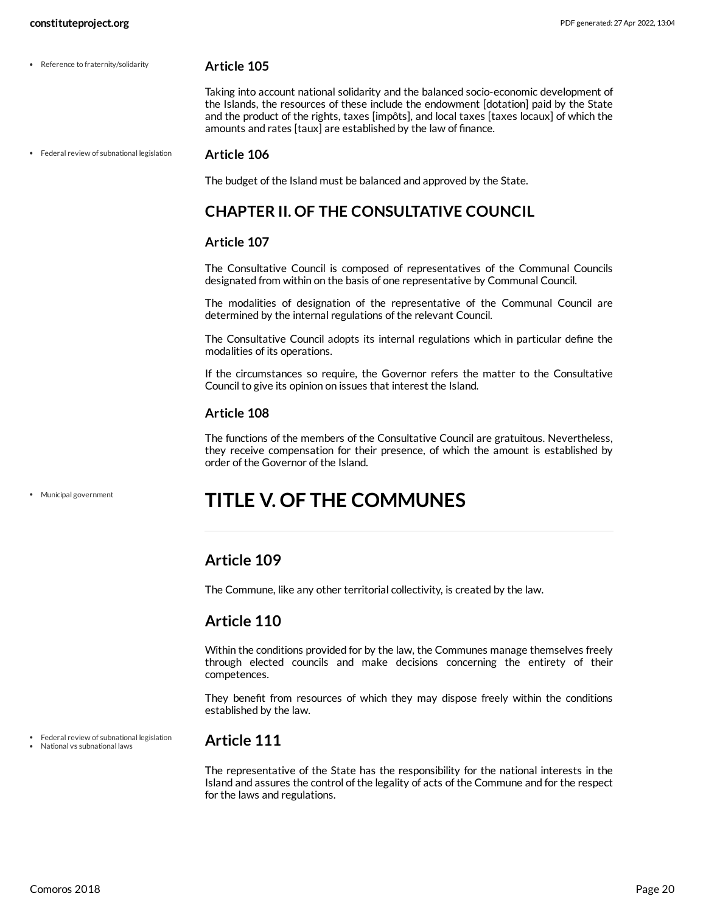- Reference to fraternity/solidarity

### Article 105

Taking into account national solidarity and the balanced socio-economic development of the Islands, the resources of these include the endowment [dotation] paid by the State and the product of the rights, taxes [impôts], and local taxes [taxes locaux] of which the amounts and rates [taux] are established by the law of finance.

- Federal review of subnational legislation

### Article 106

The budget of the Island must be balanced and approved by the State.

## CHAPTER II. OF THE CONSULTATIVE COUNCIL

### Article 107

The Consultative Council is composed of representatives of the Communal Councils designated from within on the basis of one representative by Communal Council.

The modalities of designation of the representative of the Communal Council are determined by the internal regulations of the relevant Council.

The Consultative Council adopts its internal regulations which in particular define the modalities of its operations.

If the circumstances so require, the Governor refers the matter to the Consultative Council to give its opinion on issues that interest the Island.

### Article 108

The functions of the members of the Consultative Council are gratuitous. Nevertheless, they receive compensation for their presence, of which the amount is established by order of the Governor of the Island.

- Municipal government

# TITLE V. OF THE COMMUNES

## Article 109

The Commune, like any other territorial collectivity, is created by the law.

## Article 110

Within the conditions provided for by the law, the Communes manage themselves freely through elected councils and make decisions concerning the entirety of their competences.

They benefit from resources of which they may dispose freely within the conditions established by the law.

- Federal review of subnational legislation
- National vs subnational laws

## Article 111

The representative of the State has the responsibility for the national interests in the Island and assures the control of the legality of acts of the Commune and for the respect for the laws and regulations.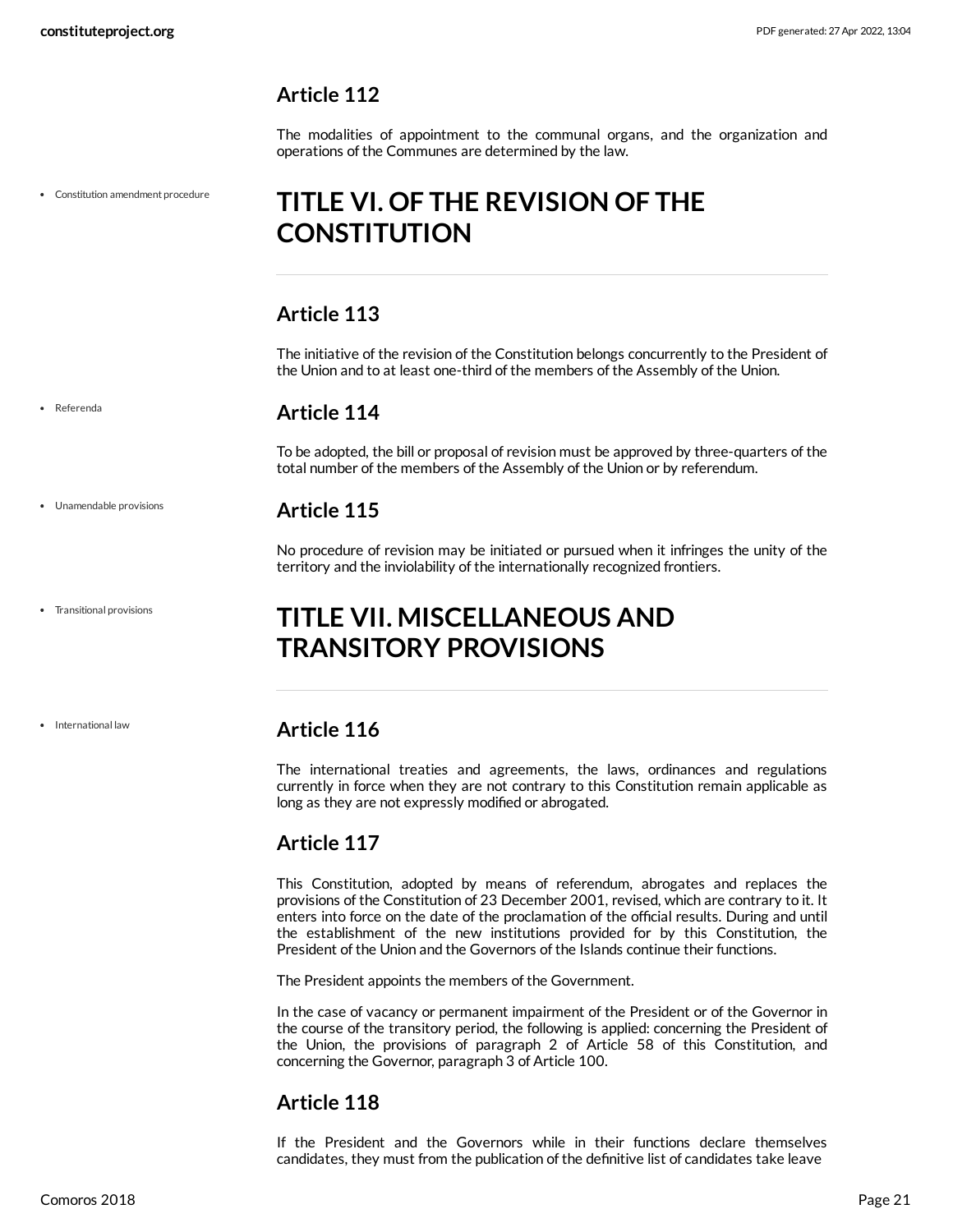## Article 112

The modalities of appointment to the communal organs, and the organization and operations of the Communes are determined by the law.

# TITLE VI. OF THE REVISION OF THE CONSTITUTION

## Article 113

The initiative of the revision of the Constitution belongs concurrently to the President of the Union and to at least one-third of the members of the Assembly of the Union.

## Article 114

To be adopted, the bill or proposal of revision must be approved by three-quarters of the total number of the members of the Assembly of the Union or by referendum.

## Article 115

No procedure of revision may be initiated or pursued when it infringes the unity of the territory and the inviolability of the internationally recognized frontiers.

# TITLE VII. MISCELLANEOUS AND TRANSITORY PROVISIONS

## Article 116

The international treaties and agreements, the laws, ordinances and regulations currently in force when they are not contrary to this Constitution remain applicable as long as they are not expressly modified or abrogated.

## Article 117

This Constitution, adopted by means of referendum, abrogates and replaces the provisions of the Constitution of 23 December 2001, revised, which are contrary to it. It enters into force on the date of the proclamation of the official results. During and until the establishment of the new institutions provided for by this Constitution, the President of the Union and the Governors of the Islands continue their functions.

The President appoints the members of the Government.

In the case of vacancy or permanent impairment of the President or of the Governor in the course of the transitory period, the following is applied: concerning the President of the Union, the provisions of paragraph 2 of Article 58 of this Constitution, and concerning the Governor, paragraph 3 of Article 100.

## Article 118

If the President and the Governors while in their functions declare themselves candidates, they must from the publication of the definitive list of candidates take leave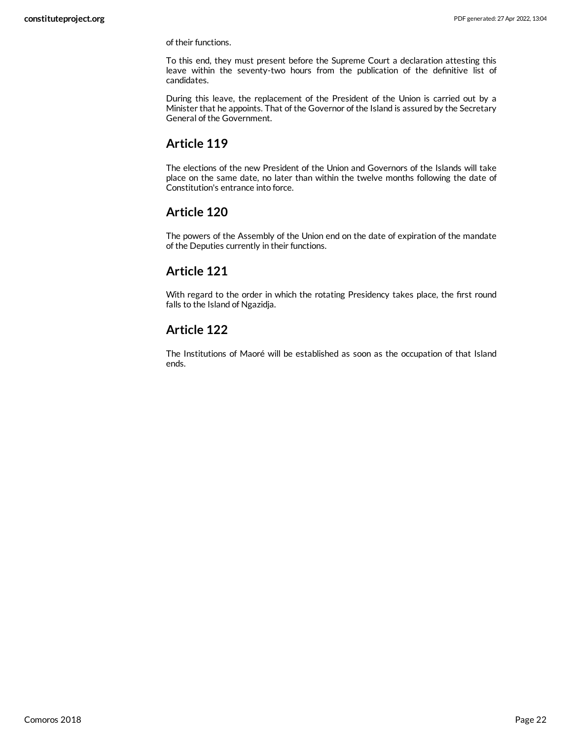of their functions.

To this end, they must present before the Supreme Court a declaration attesting this leave within the seventy-two hours from the publication of the definitive list of candidates.

During this leave, the replacement of the President of the Union is carried out by a Minister that he appoints. That of the Governor of the Island is assured by the Secretary General of the Government.

## Article 119

The elections of the new President of the Union and Governors of the Islands will take place on the same date, no later than within the twelve months following the date of Constitution's entrance into force.

## Article 120

The powers of the Assembly of the Union end on the date of expiration of the mandate of the Deputies currently in their functions.

## Article 121

With regard to the order in which the rotating Presidency takes place, the first round falls to the Island of Ngazidja.

## Article 122

The Institutions of Maoré will be established as soon as the occupation of that Island ends.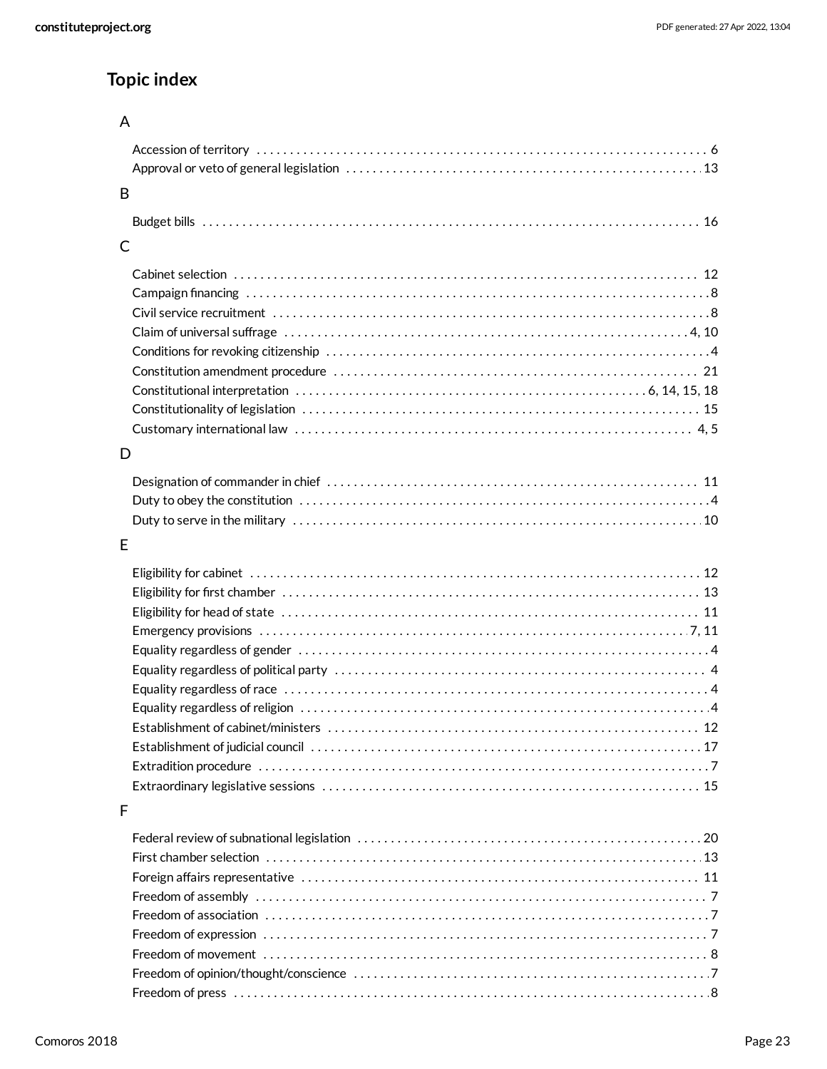## Topic index

### A

- Accession of territory . . . 6
- Approval or veto of general legislation . . . 13

### B

- Budget bills . . . 16

### C

- Cabinet selection . . . 12
- Campaign financing . . . 8
- Civil service recruitment . . . 8
- Claim of universal suffrage . . . 4, 10
- Conditions for revoking citizenship . . . 4
- Constitution amendment procedure . . . 21
- Constitutional interpretation . . . 6, 14, 15, 18
- Constitutionality of legislation . . . 15
- Customary international law . . . 4, 5

### D

- Designation of commander in chief . . . 11
- Duty to obey the constitution . . . 4
- Duty to serve in the military . . . 10

### E

- Eligibility for cabinet . . . 12
- Eligibility for first chamber . . . 13
- Eligibility for head of state . . . 11
- Emergency provisions . . . 7, 11
- Equality regardless of gender . . . 4
- Equality regardless of political party . . . 4
- Equality regardless of race . . . 4
- Equality regardless of religion . . . 4
- Establishment of cabinet/ministers . . . 12
- Establishment of judicial council . . . 17
- Extradition procedure . . . 7
- Extraordinary legislative sessions . . . 15

### F

- Federal review of subnational legislation . . . 20
- First chamber selection . . . 13
- Foreign affairs representative . . . 11
- Freedom of assembly . . . 7
- Freedom of association . . . 7
- Freedom of expression . . . 7
- Freedom of movement . . . 8
- Freedom of opinion/thought/conscience . . . 7
- Freedom of press . . . 8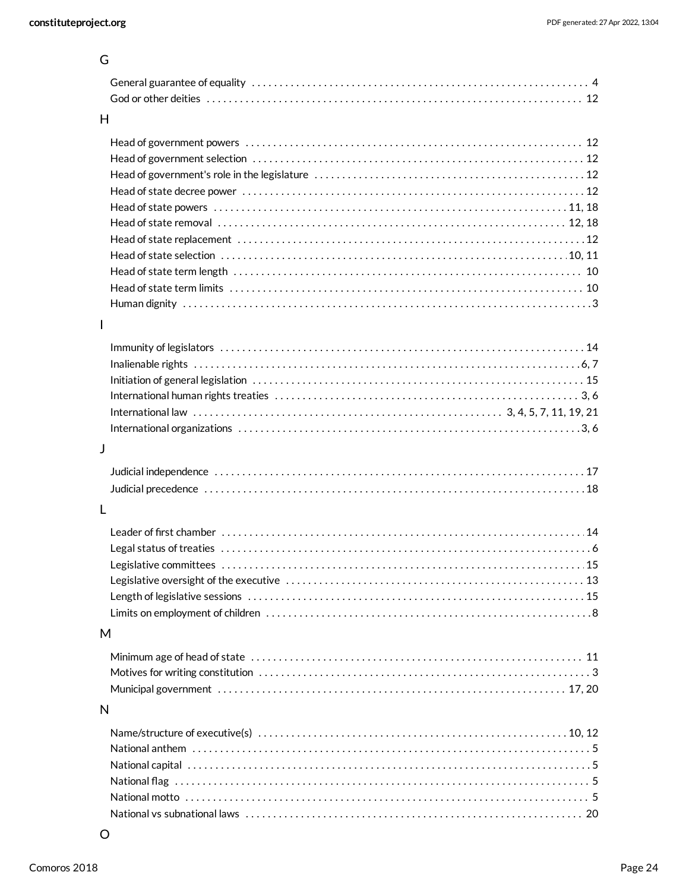## G

- General guarantee of equality . . . . . . . . . . 4
- God or other deities . . . . . . . . . . 12

## H

- Head of government powers . . . . . . . . . . 12
- Head of government selection . . . . . . . . . . 12
- Head of government's role in the legislature . . . . . . . . . . 12
- Head of state decree power . . . . . . . . . . 12
- Head of state powers . . . . . . . . . . 11, 18
- Head of state removal . . . . . . . . . . 12, 18
- Head of state replacement . . . . . . . . . . 12
- Head of state selection . . . . . . . . . . 10, 11
- Head of state term length . . . . . . . . . . 10
- Head of state term limits . . . . . . . . . . 10
- Human dignity . . . . . . . . . . 3

## I

- Immunity of legislators . . . . . . . . . . 14
- Inalienable rights . . . . . . . . . . 6, 7
- Initiation of general legislation . . . . . . . . . . 15
- International human rights treaties . . . . . . . . . . 3, 6
- International law . . . . . . . . . . 3, 4, 5, 7, 11, 19, 21
- International organizations . . . . . . . . . . 3, 6

## J

- Judicial independence . . . . . . . . . . 17
- Judicial precedence . . . . . . . . . . 18

## L

- Leader of first chamber . . . . . . . . . . 14
- Legal status of treaties . . . . . . . . . . 6
- Legislative committees . . . . . . . . . . 15
- Legislative oversight of the executive . . . . . . . . . . 13
- Length of legislative sessions . . . . . . . . . . 15
- Limits on employment of children . . . . . . . . . . 8

## M

- Minimum age of head of state . . . . . . . . . . 11
- Motives for writing constitution . . . . . . . . . . 3
- Municipal government . . . . . . . . . . 17, 20

## N

- Name/structure of executive(s) . . . . . . . . . . 10, 12
- National anthem . . . . . . . . . . 5
- National capital . . . . . . . . . . 5
- National flag . . . . . . . . . . 5
- National motto . . . . . . . . . . 5
- National vs subnational laws . . . . . . . . . . 20

## O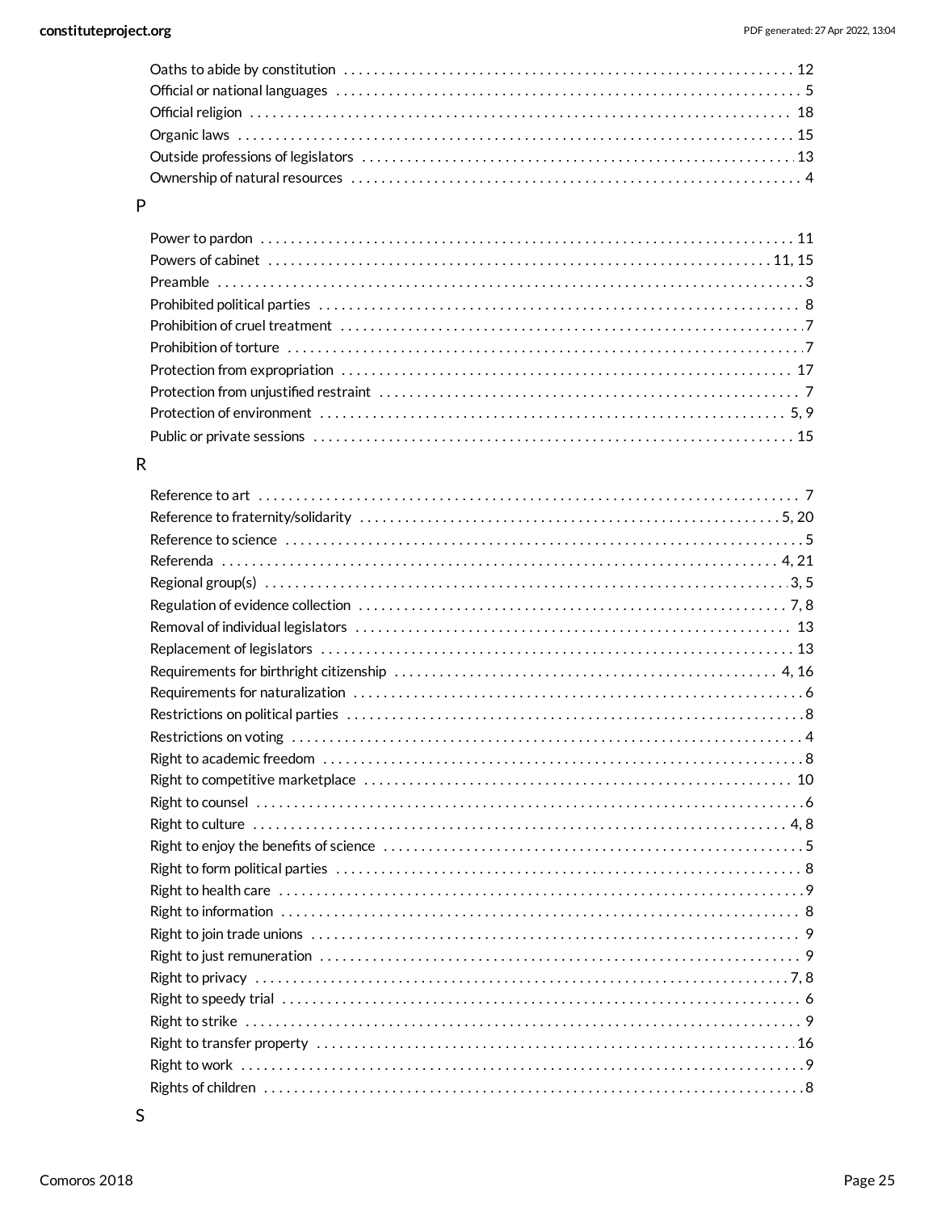Oaths to abide by constitution . . . . . . . . . . 12
Official or national languages . . . . . . . . . . 5
Official religion . . . . . . . . . . 18
Organic laws . . . . . . . . . . 15
Outside professions of legislators . . . . . . . . . . 13
Ownership of natural resources . . . . . . . . . . 4

## P

Power to pardon . . . . . . . . . . 11
Powers of cabinet . . . . . . . . . . 11, 15
Preamble . . . . . . . . . . 3
Prohibited political parties . . . . . . . . . . 8
Prohibition of cruel treatment . . . . . . . . . . 7
Prohibition of torture . . . . . . . . . . 7
Protection from expropriation . . . . . . . . . . 17
Protection from unjustified restraint . . . . . . . . . . 7
Protection of environment . . . . . . . . . . 5, 9
Public or private sessions . . . . . . . . . . 15

## R

Reference to art . . . . . . . . . . 7
Reference to fraternity/solidarity . . . . . . . . . . 5, 20
Reference to science . . . . . . . . . . 5
Referenda . . . . . . . . . . 4, 21
Regional group(s) . . . . . . . . . . 3, 5
Regulation of evidence collection . . . . . . . . . . 7, 8
Removal of individual legislators . . . . . . . . . . 13
Replacement of legislators . . . . . . . . . . 13
Requirements for birthright citizenship . . . . . . . . . . 4, 16
Requirements for naturalization . . . . . . . . . . 6
Restrictions on political parties . . . . . . . . . . 8
Restrictions on voting . . . . . . . . . . 4
Right to academic freedom . . . . . . . . . . 8
Right to competitive marketplace . . . . . . . . . . 10
Right to counsel . . . . . . . . . . 6
Right to culture . . . . . . . . . . 4, 8
Right to enjoy the benefits of science . . . . . . . . . . 5
Right to form political parties . . . . . . . . . . 8
Right to health care . . . . . . . . . . 9
Right to information . . . . . . . . . . 8
Right to join trade unions . . . . . . . . . . 9
Right to just remuneration . . . . . . . . . . 9
Right to privacy . . . . . . . . . . 7, 8
Right to speedy trial . . . . . . . . . . 6
Right to strike . . . . . . . . . . 9
Right to transfer property . . . . . . . . . . 16
Right to work . . . . . . . . . . 9
Rights of children . . . . . . . . . . 8

## S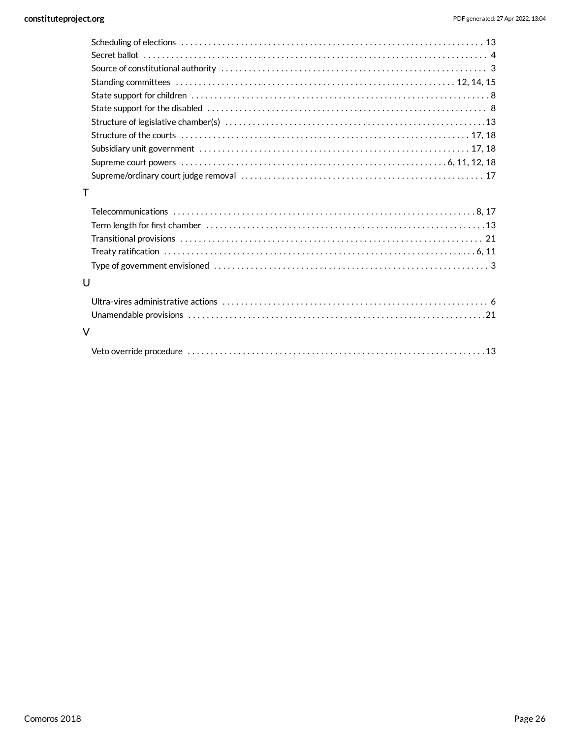Scheduling of elections . . . . . . . . . . . . . . . . . . . . . . . . . . . . . . . . . . . . . . . . . . . . . . . . . . . . . . . . . . . . . . . . . . 13
Secret ballot . . . . . . . . . . . . . . . . . . . . . . . . . . . . . . . . . . . . . . . . . . . . . . . . . . . . . . . . . . . . . . . . . . . . . . . . . 4
Source of constitutional authority . . . . . . . . . . . . . . . . . . . . . . . . . . . . . . . . . . . . . . . . . . . . . . . . . . . . . . . . . . 3
Standing committees . . . . . . . . . . . . . . . . . . . . . . . . . . . . . . . . . . . . . . . . . . . . . . . . . . . . . . . . . . . 12, 14, 15
State support for children . . . . . . . . . . . . . . . . . . . . . . . . . . . . . . . . . . . . . . . . . . . . . . . . . . . . . . . . . . . . . . . 8
State support for the disabled . . . . . . . . . . . . . . . . . . . . . . . . . . . . . . . . . . . . . . . . . . . . . . . . . . . . . . . . . . . . 8
Structure of legislative chamber(s) . . . . . . . . . . . . . . . . . . . . . . . . . . . . . . . . . . . . . . . . . . . . . . . . . . . . . . . . 13
Structure of the courts . . . . . . . . . . . . . . . . . . . . . . . . . . . . . . . . . . . . . . . . . . . . . . . . . . . . . . . . . . . . . . 17, 18
Subsidiary unit government . . . . . . . . . . . . . . . . . . . . . . . . . . . . . . . . . . . . . . . . . . . . . . . . . . . . . . . . . . 17, 18
Supreme court powers . . . . . . . . . . . . . . . . . . . . . . . . . . . . . . . . . . . . . . . . . . . . . . . . . . . . . . . . . 6, 11, 12, 18
Supreme/ordinary court judge removal . . . . . . . . . . . . . . . . . . . . . . . . . . . . . . . . . . . . . . . . . . . . . . . . . . . . 17

T

Telecommunications . . . . . . . . . . . . . . . . . . . . . . . . . . . . . . . . . . . . . . . . . . . . . . . . . . . . . . . . . . . . . . . . . 8, 17
Term length for first chamber . . . . . . . . . . . . . . . . . . . . . . . . . . . . . . . . . . . . . . . . . . . . . . . . . . . . . . . . . . . . 13
Transitional provisions . . . . . . . . . . . . . . . . . . . . . . . . . . . . . . . . . . . . . . . . . . . . . . . . . . . . . . . . . . . . . . . . . 21
Treaty ratification . . . . . . . . . . . . . . . . . . . . . . . . . . . . . . . . . . . . . . . . . . . . . . . . . . . . . . . . . . . . . . . . . . . . 6, 11
Type of government envisioned . . . . . . . . . . . . . . . . . . . . . . . . . . . . . . . . . . . . . . . . . . . . . . . . . . . . . . . . . . . 3

U

Ultra-vires administrative actions . . . . . . . . . . . . . . . . . . . . . . . . . . . . . . . . . . . . . . . . . . . . . . . . . . . . . . . . . 6
Unamendable provisions . . . . . . . . . . . . . . . . . . . . . . . . . . . . . . . . . . . . . . . . . . . . . . . . . . . . . . . . . . . . . . . . 21

V

Veto override procedure . . . . . . . . . . . . . . . . . . . . . . . . . . . . . . . . . . . . . . . . . . . . . . . . . . . . . . . . . . . . . . . . 13